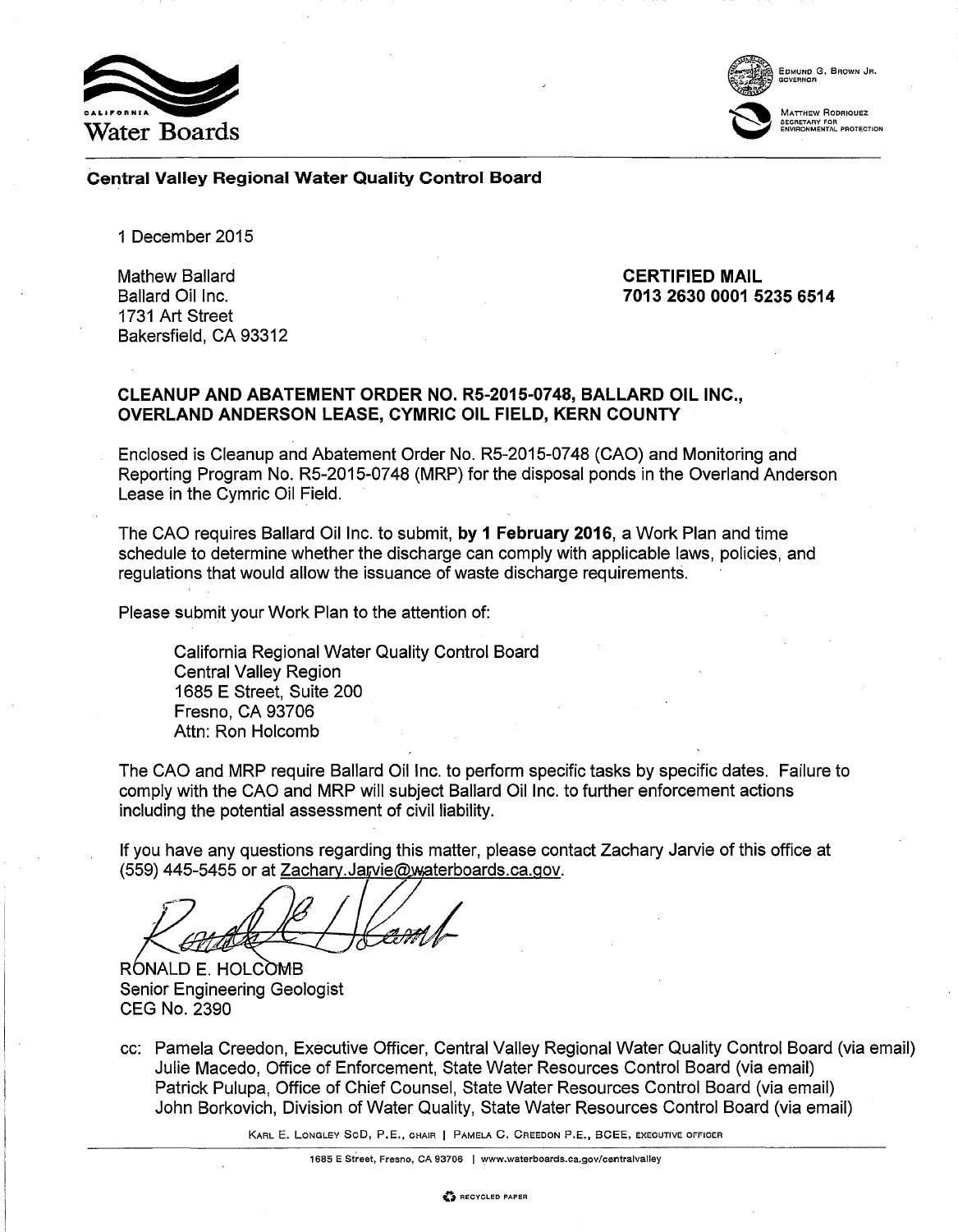California Water Boards

Edmund G. Brown Jr.
Governor

Matthew Rodriquez
Secretary for Environmental Protection

**Central Valley Regional Water Quality Control Board**

1 December 2015

Mathew Ballard
Ballard Oil Inc.
1731 Art Street
Bakersfield, CA 93312

**CERTIFIED MAIL**
**7013 2630 0001 5235 6514**

**CLEANUP AND ABATEMENT ORDER NO. R5-2015-0748, BALLARD OIL INC., OVERLAND ANDERSON LEASE, CYMRIC OIL FIELD, KERN COUNTY**

Enclosed is Cleanup and Abatement Order No. R5-2015-0748 (CAO) and Monitoring and Reporting Program No. R5-2015-0748 (MRP) for the disposal ponds in the Overland Anderson Lease in the Cymric Oil Field.

The CAO requires Ballard Oil Inc. to submit, **by 1 February 2016**, a Work Plan and time schedule to determine whether the discharge can comply with applicable laws, policies, and regulations that would allow the issuance of waste discharge requirements.

Please submit your Work Plan to the attention of:

California Regional Water Quality Control Board
Central Valley Region
1685 E Street, Suite 200
Fresno, CA 93706
Attn: Ron Holcomb

The CAO and MRP require Ballard Oil Inc. to perform specific tasks by specific dates. Failure to comply with the CAO and MRP will subject Ballard Oil Inc. to further enforcement actions including the potential assessment of civil liability.

If you have any questions regarding this matter, please contact Zachary Jarvie of this office at (559) 445-5455 or at Zachary.Jarvie@waterboards.ca.gov.

RONALD E. HOLCOMB
Senior Engineering Geologist
CEG No. 2390

cc: Pamela Creedon, Executive Officer, Central Valley Regional Water Quality Control Board (via email)
Julie Macedo, Office of Enforcement, State Water Resources Control Board (via email)
Patrick Pulupa, Office of Chief Counsel, State Water Resources Control Board (via email)
John Borkovich, Division of Water Quality, State Water Resources Control Board (via email)

Karl E. Longley ScD, P.E., Chair | Pamela C. Creedon P.E., BCEE, Executive Officer

1685 E Street, Fresno, CA 93706 | www.waterboards.ca.gov/centralvalley

Recycled Paper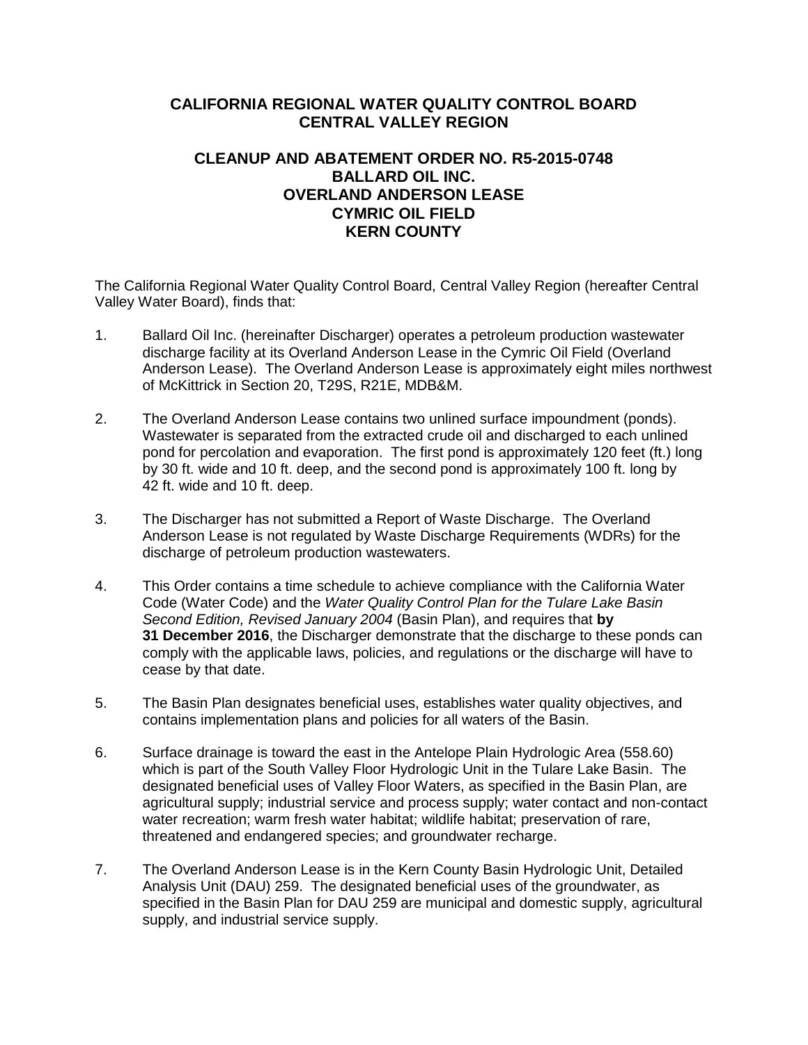# CALIFORNIA REGIONAL WATER QUALITY CONTROL BOARD
# CENTRAL VALLEY REGION

## CLEANUP AND ABATEMENT ORDER NO. R5-2015-0748
## BALLARD OIL INC.
## OVERLAND ANDERSON LEASE
## CYMRIC OIL FIELD
## KERN COUNTY

The California Regional Water Quality Control Board, Central Valley Region (hereafter Central Valley Water Board), finds that:

1. Ballard Oil Inc. (hereinafter Discharger) operates a petroleum production wastewater discharge facility at its Overland Anderson Lease in the Cymric Oil Field (Overland Anderson Lease). The Overland Anderson Lease is approximately eight miles northwest of McKittrick in Section 20, T29S, R21E, MDB&M.

2. The Overland Anderson Lease contains two unlined surface impoundment (ponds). Wastewater is separated from the extracted crude oil and discharged to each unlined pond for percolation and evaporation. The first pond is approximately 120 feet (ft.) long by 30 ft. wide and 10 ft. deep, and the second pond is approximately 100 ft. long by 42 ft. wide and 10 ft. deep.

3. The Discharger has not submitted a Report of Waste Discharge. The Overland Anderson Lease is not regulated by Waste Discharge Requirements (WDRs) for the discharge of petroleum production wastewaters.

4. This Order contains a time schedule to achieve compliance with the California Water Code (Water Code) and the *Water Quality Control Plan for the Tulare Lake Basin Second Edition, Revised January 2004* (Basin Plan), and requires that **by 31 December 2016**, the Discharger demonstrate that the discharge to these ponds can comply with the applicable laws, policies, and regulations or the discharge will have to cease by that date.

5. The Basin Plan designates beneficial uses, establishes water quality objectives, and contains implementation plans and policies for all waters of the Basin.

6. Surface drainage is toward the east in the Antelope Plain Hydrologic Area (558.60) which is part of the South Valley Floor Hydrologic Unit in the Tulare Lake Basin. The designated beneficial uses of Valley Floor Waters, as specified in the Basin Plan, are agricultural supply; industrial service and process supply; water contact and non-contact water recreation; warm fresh water habitat; wildlife habitat; preservation of rare, threatened and endangered species; and groundwater recharge.

7. The Overland Anderson Lease is in the Kern County Basin Hydrologic Unit, Detailed Analysis Unit (DAU) 259. The designated beneficial uses of the groundwater, as specified in the Basin Plan for DAU 259 are municipal and domestic supply, agricultural supply, and industrial service supply.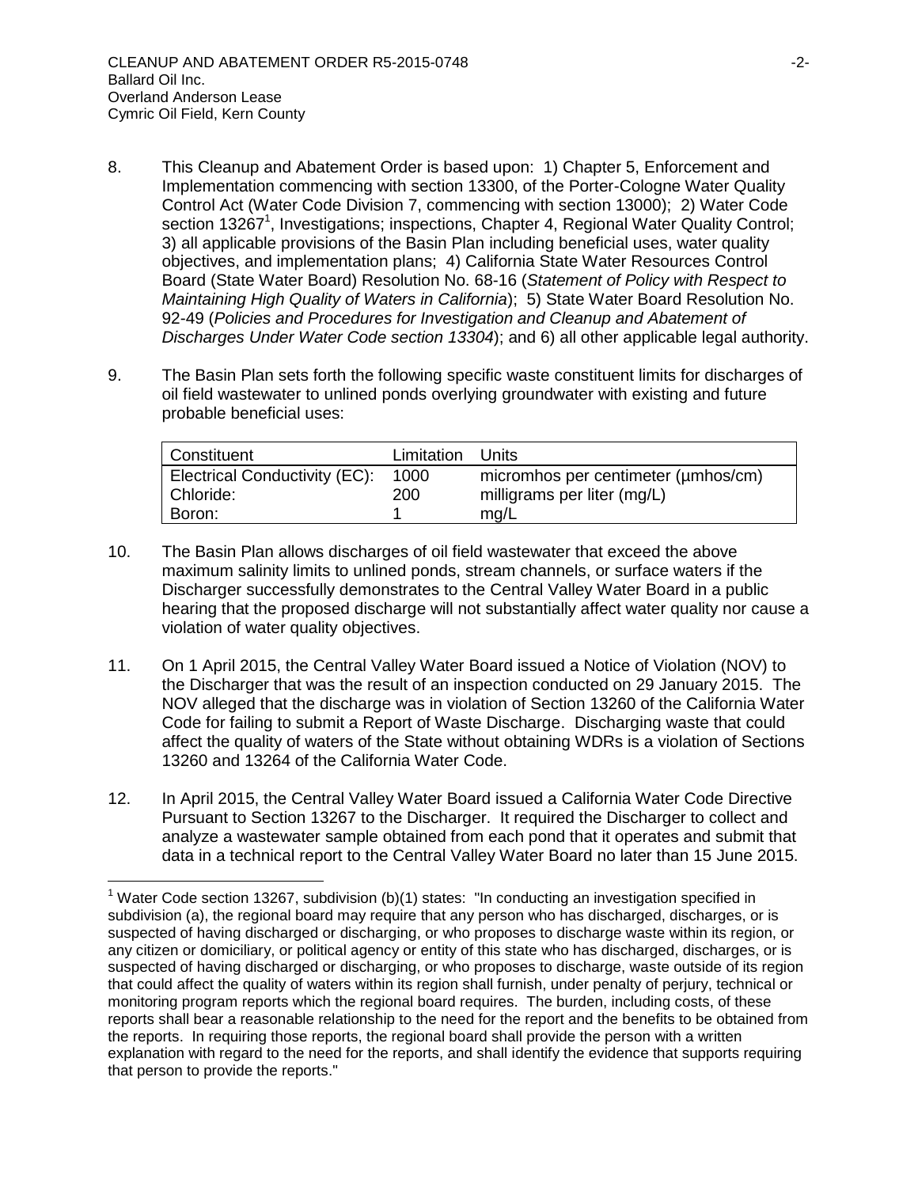8. This Cleanup and Abatement Order is based upon: 1) Chapter 5, Enforcement and Implementation commencing with section 13300, of the Porter-Cologne Water Quality Control Act (Water Code Division 7, commencing with section 13000); 2) Water Code section 13267[1], Investigations; inspections, Chapter 4, Regional Water Quality Control; 3) all applicable provisions of the Basin Plan including beneficial uses, water quality objectives, and implementation plans; 4) California State Water Resources Control Board (State Water Board) Resolution No. 68-16 (*Statement of Policy with Respect to Maintaining High Quality of Waters in California*); 5) State Water Board Resolution No. 92-49 (*Policies and Procedures for Investigation and Cleanup and Abatement of Discharges Under Water Code section 13304*); and 6) all other applicable legal authority.

9. The Basin Plan sets forth the following specific waste constituent limits for discharges of oil field wastewater to unlined ponds overlying groundwater with existing and future probable beneficial uses:

| Constituent | Limitation | Units |
|---|---|---|
| Electrical Conductivity (EC): | 1000 | micromhos per centimeter (µmhos/cm) |
| Chloride: | 200 | milligrams per liter (mg/L) |
| Boron: | 1 | mg/L |

10. The Basin Plan allows discharges of oil field wastewater that exceed the above maximum salinity limits to unlined ponds, stream channels, or surface waters if the Discharger successfully demonstrates to the Central Valley Water Board in a public hearing that the proposed discharge will not substantially affect water quality nor cause a violation of water quality objectives.

11. On 1 April 2015, the Central Valley Water Board issued a Notice of Violation (NOV) to the Discharger that was the result of an inspection conducted on 29 January 2015. The NOV alleged that the discharge was in violation of Section 13260 of the California Water Code for failing to submit a Report of Waste Discharge. Discharging waste that could affect the quality of waters of the State without obtaining WDRs is a violation of Sections 13260 and 13264 of the California Water Code.

12. In April 2015, the Central Valley Water Board issued a California Water Code Directive Pursuant to Section 13267 to the Discharger. It required the Discharger to collect and analyze a wastewater sample obtained from each pond that it operates and submit that data in a technical report to the Central Valley Water Board no later than 15 June 2015.

[1] Water Code section 13267, subdivision (b)(1) states: "In conducting an investigation specified in subdivision (a), the regional board may require that any person who has discharged, discharges, or is suspected of having discharged or discharging, or who proposes to discharge waste within its region, or any citizen or domiciliary, or political agency or entity of this state who has discharged, discharges, or is suspected of having discharged or discharging, or who proposes to discharge, waste outside of its region that could affect the quality of waters within its region shall furnish, under penalty of perjury, technical or monitoring program reports which the regional board requires. The burden, including costs, of these reports shall bear a reasonable relationship to the need for the report and the benefits to be obtained from the reports. In requiring those reports, the regional board shall provide the person with a written explanation with regard to the need for the reports, and shall identify the evidence that supports requiring that person to provide the reports."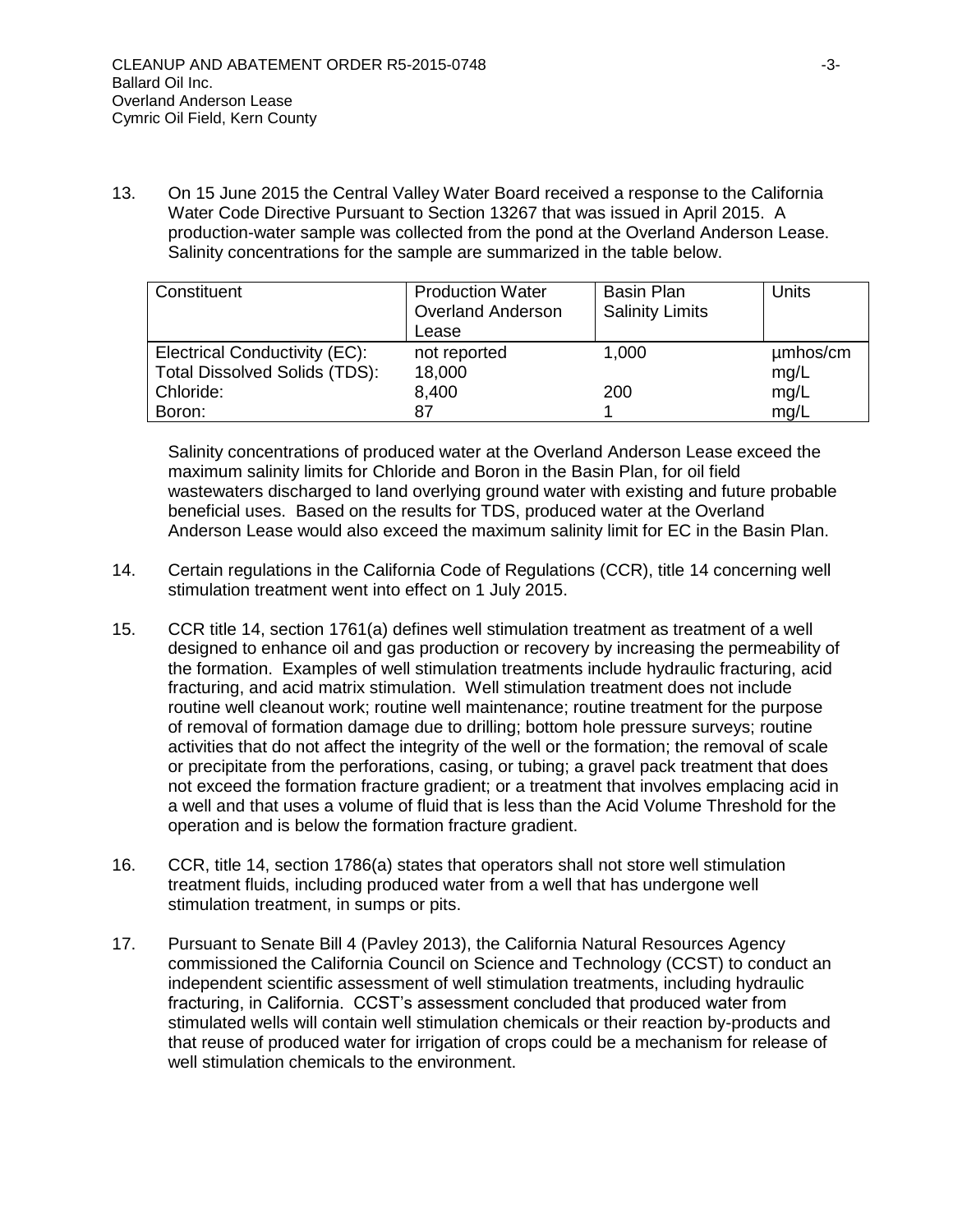13. On 15 June 2015 the Central Valley Water Board received a response to the California Water Code Directive Pursuant to Section 13267 that was issued in April 2015. A production-water sample was collected from the pond at the Overland Anderson Lease. Salinity concentrations for the sample are summarized in the table below.

| Constituent | Production Water Overland Anderson Lease | Basin Plan Salinity Limits | Units |
|---|---|---|---|
| Electrical Conductivity (EC): | not reported | 1,000 | µmhos/cm |
| Total Dissolved Solids (TDS): | 18,000 | | mg/L |
| Chloride: | 8,400 | 200 | mg/L |
| Boron: | 87 | 1 | mg/L |

Salinity concentrations of produced water at the Overland Anderson Lease exceed the maximum salinity limits for Chloride and Boron in the Basin Plan, for oil field wastewaters discharged to land overlying ground water with existing and future probable beneficial uses. Based on the results for TDS, produced water at the Overland Anderson Lease would also exceed the maximum salinity limit for EC in the Basin Plan.

14. Certain regulations in the California Code of Regulations (CCR), title 14 concerning well stimulation treatment went into effect on 1 July 2015.

15. CCR title 14, section 1761(a) defines well stimulation treatment as treatment of a well designed to enhance oil and gas production or recovery by increasing the permeability of the formation. Examples of well stimulation treatments include hydraulic fracturing, acid fracturing, and acid matrix stimulation. Well stimulation treatment does not include routine well cleanout work; routine well maintenance; routine treatment for the purpose of removal of formation damage due to drilling; bottom hole pressure surveys; routine activities that do not affect the integrity of the well or the formation; the removal of scale or precipitate from the perforations, casing, or tubing; a gravel pack treatment that does not exceed the formation fracture gradient; or a treatment that involves emplacing acid in a well and that uses a volume of fluid that is less than the Acid Volume Threshold for the operation and is below the formation fracture gradient.

16. CCR, title 14, section 1786(a) states that operators shall not store well stimulation treatment fluids, including produced water from a well that has undergone well stimulation treatment, in sumps or pits.

17. Pursuant to Senate Bill 4 (Pavley 2013), the California Natural Resources Agency commissioned the California Council on Science and Technology (CCST) to conduct an independent scientific assessment of well stimulation treatments, including hydraulic fracturing, in California. CCST's assessment concluded that produced water from stimulated wells will contain well stimulation chemicals or their reaction by-products and that reuse of produced water for irrigation of crops could be a mechanism for release of well stimulation chemicals to the environment.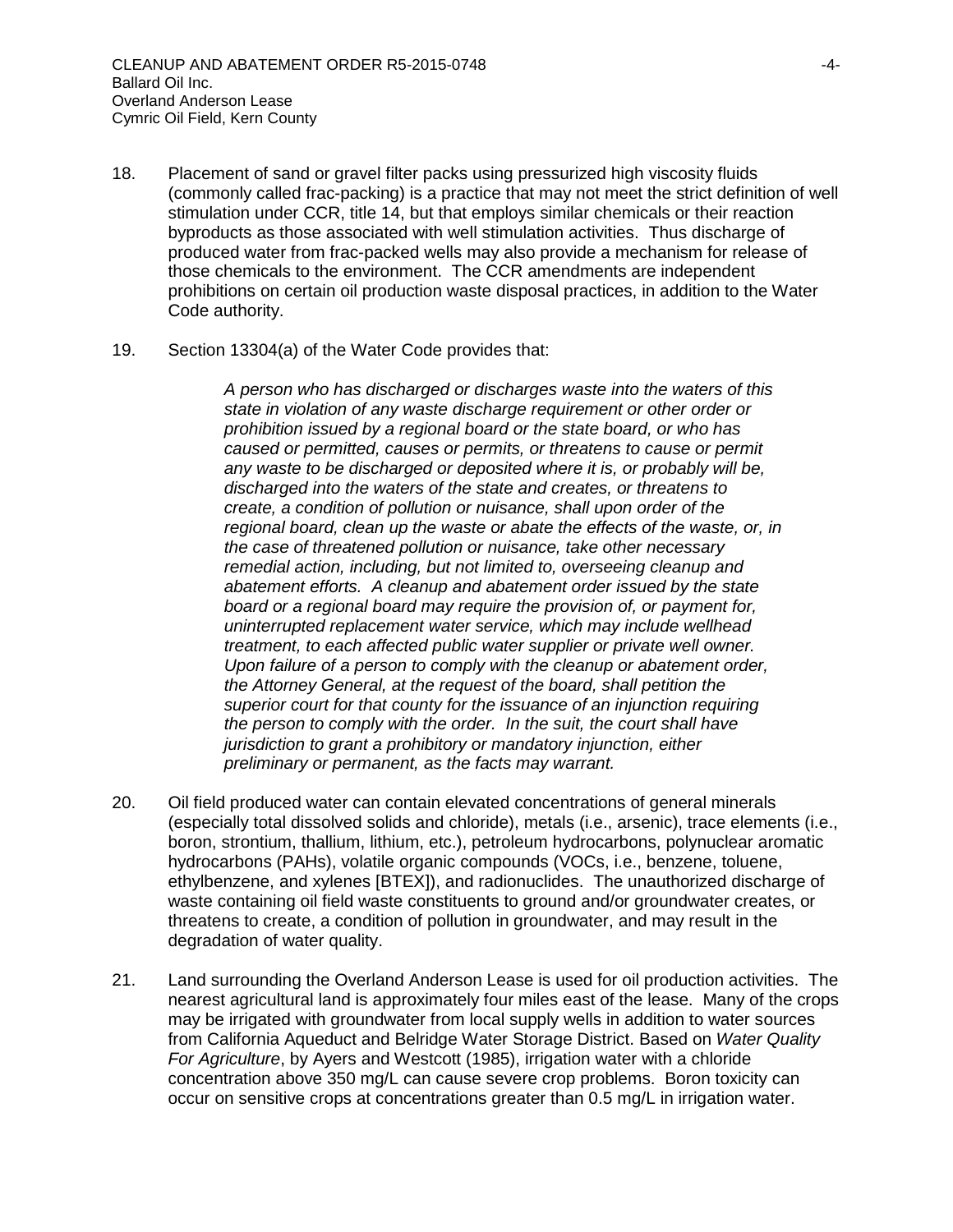18. Placement of sand or gravel filter packs using pressurized high viscosity fluids (commonly called frac-packing) is a practice that may not meet the strict definition of well stimulation under CCR, title 14, but that employs similar chemicals or their reaction byproducts as those associated with well stimulation activities. Thus discharge of produced water from frac-packed wells may also provide a mechanism for release of those chemicals to the environment. The CCR amendments are independent prohibitions on certain oil production waste disposal practices, in addition to the Water Code authority.

19. Section 13304(a) of the Water Code provides that:

> *A person who has discharged or discharges waste into the waters of this state in violation of any waste discharge requirement or other order or prohibition issued by a regional board or the state board, or who has caused or permitted, causes or permits, or threatens to cause or permit any waste to be discharged or deposited where it is, or probably will be, discharged into the waters of the state and creates, or threatens to create, a condition of pollution or nuisance, shall upon order of the regional board, clean up the waste or abate the effects of the waste, or, in the case of threatened pollution or nuisance, take other necessary remedial action, including, but not limited to, overseeing cleanup and abatement efforts. A cleanup and abatement order issued by the state board or a regional board may require the provision of, or payment for, uninterrupted replacement water service, which may include wellhead treatment, to each affected public water supplier or private well owner. Upon failure of a person to comply with the cleanup or abatement order, the Attorney General, at the request of the board, shall petition the superior court for that county for the issuance of an injunction requiring the person to comply with the order. In the suit, the court shall have jurisdiction to grant a prohibitory or mandatory injunction, either preliminary or permanent, as the facts may warrant.*

20. Oil field produced water can contain elevated concentrations of general minerals (especially total dissolved solids and chloride), metals (i.e., arsenic), trace elements (i.e., boron, strontium, thallium, lithium, etc.), petroleum hydrocarbons, polynuclear aromatic hydrocarbons (PAHs), volatile organic compounds (VOCs, i.e., benzene, toluene, ethylbenzene, and xylenes [BTEX]), and radionuclides. The unauthorized discharge of waste containing oil field waste constituents to ground and/or groundwater creates, or threatens to create, a condition of pollution in groundwater, and may result in the degradation of water quality.

21. Land surrounding the Overland Anderson Lease is used for oil production activities. The nearest agricultural land is approximately four miles east of the lease. Many of the crops may be irrigated with groundwater from local supply wells in addition to water sources from California Aqueduct and Belridge Water Storage District. Based on *Water Quality For Agriculture*, by Ayers and Westcott (1985), irrigation water with a chloride concentration above 350 mg/L can cause severe crop problems. Boron toxicity can occur on sensitive crops at concentrations greater than 0.5 mg/L in irrigation water.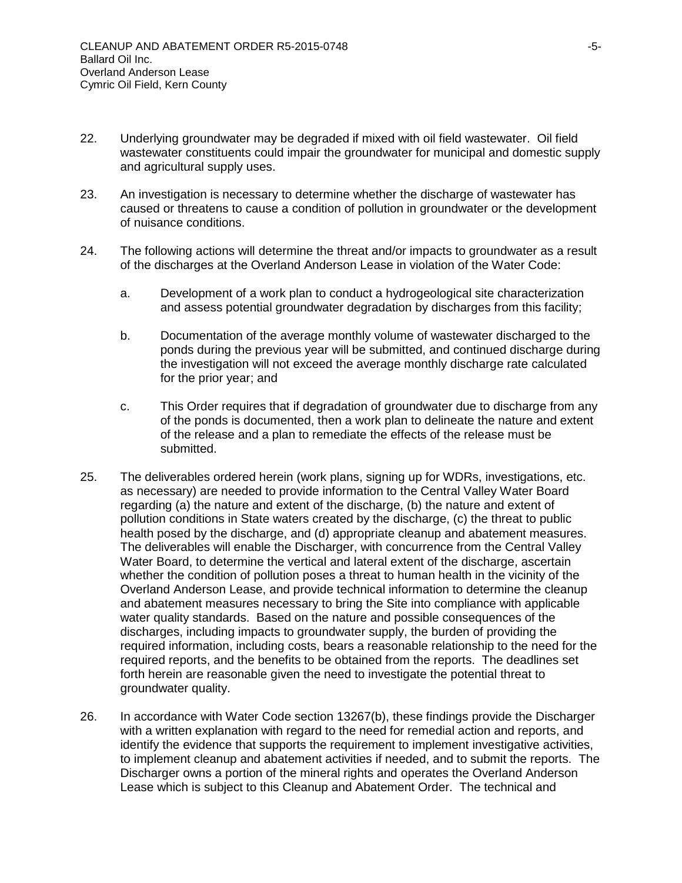22. Underlying groundwater may be degraded if mixed with oil field wastewater. Oil field wastewater constituents could impair the groundwater for municipal and domestic supply and agricultural supply uses.

23. An investigation is necessary to determine whether the discharge of wastewater has caused or threatens to cause a condition of pollution in groundwater or the development of nuisance conditions.

24. The following actions will determine the threat and/or impacts to groundwater as a result of the discharges at the Overland Anderson Lease in violation of the Water Code:

    a. Development of a work plan to conduct a hydrogeological site characterization and assess potential groundwater degradation by discharges from this facility;

    b. Documentation of the average monthly volume of wastewater discharged to the ponds during the previous year will be submitted, and continued discharge during the investigation will not exceed the average monthly discharge rate calculated for the prior year; and

    c. This Order requires that if degradation of groundwater due to discharge from any of the ponds is documented, then a work plan to delineate the nature and extent of the release and a plan to remediate the effects of the release must be submitted.

25. The deliverables ordered herein (work plans, signing up for WDRs, investigations, etc. as necessary) are needed to provide information to the Central Valley Water Board regarding (a) the nature and extent of the discharge, (b) the nature and extent of pollution conditions in State waters created by the discharge, (c) the threat to public health posed by the discharge, and (d) appropriate cleanup and abatement measures. The deliverables will enable the Discharger, with concurrence from the Central Valley Water Board, to determine the vertical and lateral extent of the discharge, ascertain whether the condition of pollution poses a threat to human health in the vicinity of the Overland Anderson Lease, and provide technical information to determine the cleanup and abatement measures necessary to bring the Site into compliance with applicable water quality standards. Based on the nature and possible consequences of the discharges, including impacts to groundwater supply, the burden of providing the required information, including costs, bears a reasonable relationship to the need for the required reports, and the benefits to be obtained from the reports. The deadlines set forth herein are reasonable given the need to investigate the potential threat to groundwater quality.

26. In accordance with Water Code section 13267(b), these findings provide the Discharger with a written explanation with regard to the need for remedial action and reports, and identify the evidence that supports the requirement to implement investigative activities, to implement cleanup and abatement activities if needed, and to submit the reports. The Discharger owns a portion of the mineral rights and operates the Overland Anderson Lease which is subject to this Cleanup and Abatement Order. The technical and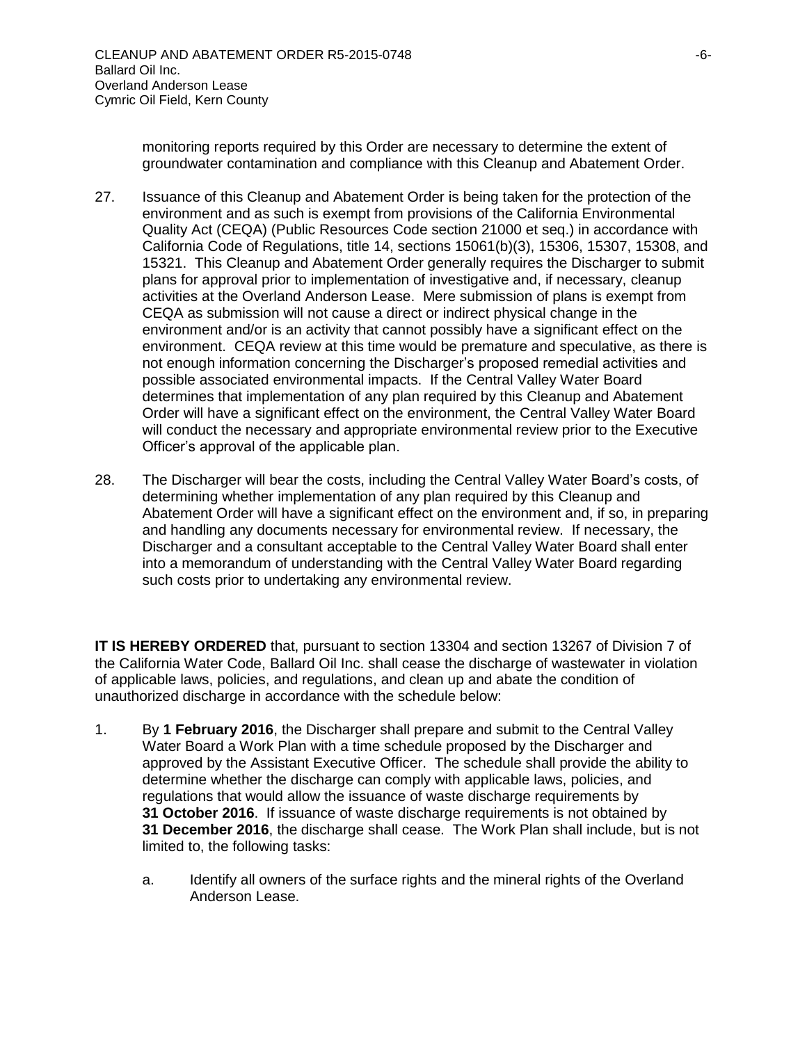monitoring reports required by this Order are necessary to determine the extent of groundwater contamination and compliance with this Cleanup and Abatement Order.

27. Issuance of this Cleanup and Abatement Order is being taken for the protection of the environment and as such is exempt from provisions of the California Environmental Quality Act (CEQA) (Public Resources Code section 21000 et seq.) in accordance with California Code of Regulations, title 14, sections 15061(b)(3), 15306, 15307, 15308, and 15321. This Cleanup and Abatement Order generally requires the Discharger to submit plans for approval prior to implementation of investigative and, if necessary, cleanup activities at the Overland Anderson Lease. Mere submission of plans is exempt from CEQA as submission will not cause a direct or indirect physical change in the environment and/or is an activity that cannot possibly have a significant effect on the environment. CEQA review at this time would be premature and speculative, as there is not enough information concerning the Discharger's proposed remedial activities and possible associated environmental impacts. If the Central Valley Water Board determines that implementation of any plan required by this Cleanup and Abatement Order will have a significant effect on the environment, the Central Valley Water Board will conduct the necessary and appropriate environmental review prior to the Executive Officer's approval of the applicable plan.

28. The Discharger will bear the costs, including the Central Valley Water Board's costs, of determining whether implementation of any plan required by this Cleanup and Abatement Order will have a significant effect on the environment and, if so, in preparing and handling any documents necessary for environmental review. If necessary, the Discharger and a consultant acceptable to the Central Valley Water Board shall enter into a memorandum of understanding with the Central Valley Water Board regarding such costs prior to undertaking any environmental review.

**IT IS HEREBY ORDERED** that, pursuant to section 13304 and section 13267 of Division 7 of the California Water Code, Ballard Oil Inc. shall cease the discharge of wastewater in violation of applicable laws, policies, and regulations, and clean up and abate the condition of unauthorized discharge in accordance with the schedule below:

1. By **1 February 2016**, the Discharger shall prepare and submit to the Central Valley Water Board a Work Plan with a time schedule proposed by the Discharger and approved by the Assistant Executive Officer. The schedule shall provide the ability to determine whether the discharge can comply with applicable laws, policies, and regulations that would allow the issuance of waste discharge requirements by **31 October 2016**. If issuance of waste discharge requirements is not obtained by **31 December 2016**, the discharge shall cease. The Work Plan shall include, but is not limited to, the following tasks:

   a. Identify all owners of the surface rights and the mineral rights of the Overland Anderson Lease.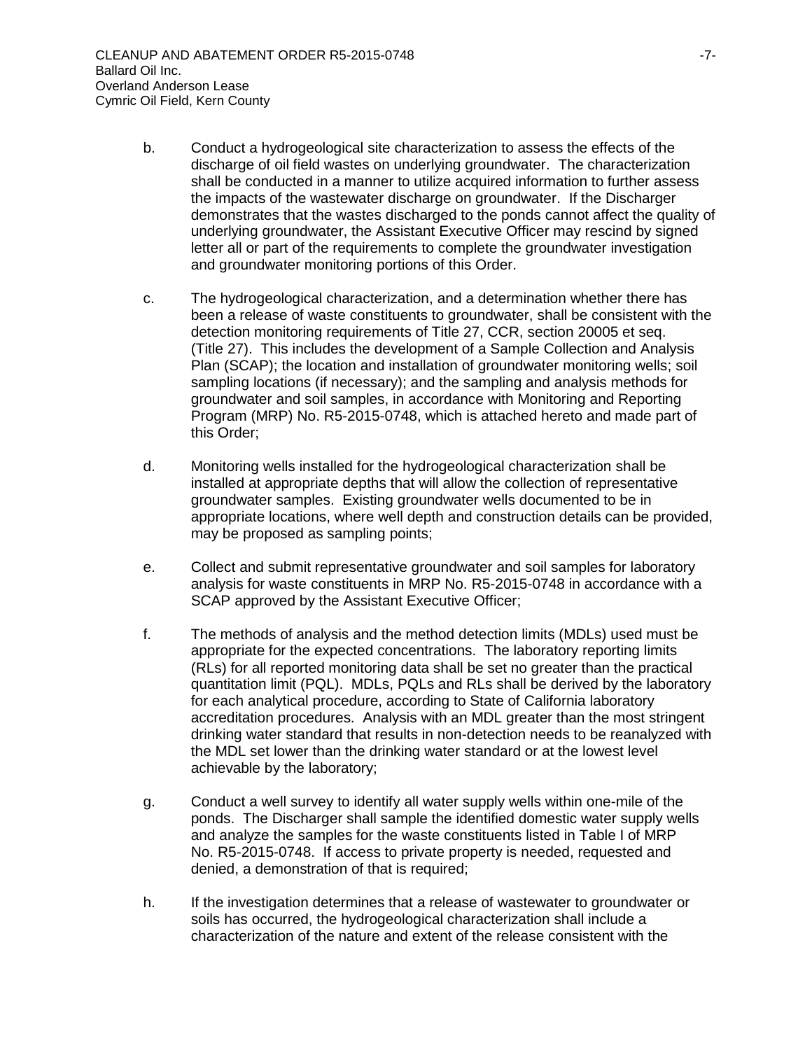b. Conduct a hydrogeological site characterization to assess the effects of the discharge of oil field wastes on underlying groundwater. The characterization shall be conducted in a manner to utilize acquired information to further assess the impacts of the wastewater discharge on groundwater. If the Discharger demonstrates that the wastes discharged to the ponds cannot affect the quality of underlying groundwater, the Assistant Executive Officer may rescind by signed letter all or part of the requirements to complete the groundwater investigation and groundwater monitoring portions of this Order.

c. The hydrogeological characterization, and a determination whether there has been a release of waste constituents to groundwater, shall be consistent with the detection monitoring requirements of Title 27, CCR, section 20005 et seq. (Title 27). This includes the development of a Sample Collection and Analysis Plan (SCAP); the location and installation of groundwater monitoring wells; soil sampling locations (if necessary); and the sampling and analysis methods for groundwater and soil samples, in accordance with Monitoring and Reporting Program (MRP) No. R5-2015-0748, which is attached hereto and made part of this Order;

d. Monitoring wells installed for the hydrogeological characterization shall be installed at appropriate depths that will allow the collection of representative groundwater samples. Existing groundwater wells documented to be in appropriate locations, where well depth and construction details can be provided, may be proposed as sampling points;

e. Collect and submit representative groundwater and soil samples for laboratory analysis for waste constituents in MRP No. R5-2015-0748 in accordance with a SCAP approved by the Assistant Executive Officer;

f. The methods of analysis and the method detection limits (MDLs) used must be appropriate for the expected concentrations. The laboratory reporting limits (RLs) for all reported monitoring data shall be set no greater than the practical quantitation limit (PQL). MDLs, PQLs and RLs shall be derived by the laboratory for each analytical procedure, according to State of California laboratory accreditation procedures. Analysis with an MDL greater than the most stringent drinking water standard that results in non-detection needs to be reanalyzed with the MDL set lower than the drinking water standard or at the lowest level achievable by the laboratory;

g. Conduct a well survey to identify all water supply wells within one-mile of the ponds. The Discharger shall sample the identified domestic water supply wells and analyze the samples for the waste constituents listed in Table I of MRP No. R5-2015-0748. If access to private property is needed, requested and denied, a demonstration of that is required;

h. If the investigation determines that a release of wastewater to groundwater or soils has occurred, the hydrogeological characterization shall include a characterization of the nature and extent of the release consistent with the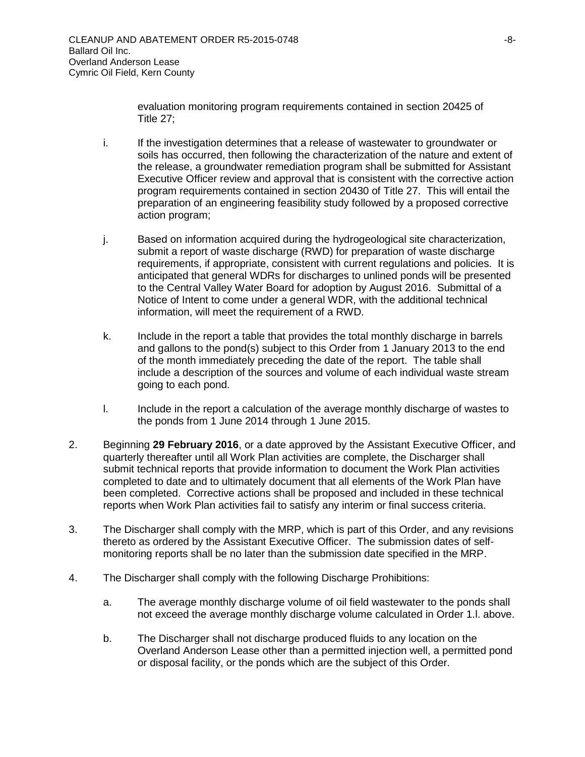evaluation monitoring program requirements contained in section 20425 of Title 27;

i. If the investigation determines that a release of wastewater to groundwater or soils has occurred, then following the characterization of the nature and extent of the release, a groundwater remediation program shall be submitted for Assistant Executive Officer review and approval that is consistent with the corrective action program requirements contained in section 20430 of Title 27. This will entail the preparation of an engineering feasibility study followed by a proposed corrective action program;

j. Based on information acquired during the hydrogeological site characterization, submit a report of waste discharge (RWD) for preparation of waste discharge requirements, if appropriate, consistent with current regulations and policies. It is anticipated that general WDRs for discharges to unlined ponds will be presented to the Central Valley Water Board for adoption by August 2016. Submittal of a Notice of Intent to come under a general WDR, with the additional technical information, will meet the requirement of a RWD.

k. Include in the report a table that provides the total monthly discharge in barrels and gallons to the pond(s) subject to this Order from 1 January 2013 to the end of the month immediately preceding the date of the report. The table shall include a description of the sources and volume of each individual waste stream going to each pond.

l. Include in the report a calculation of the average monthly discharge of wastes to the ponds from 1 June 2014 through 1 June 2015.

2. Beginning **29 February 2016**, or a date approved by the Assistant Executive Officer, and quarterly thereafter until all Work Plan activities are complete, the Discharger shall submit technical reports that provide information to document the Work Plan activities completed to date and to ultimately document that all elements of the Work Plan have been completed. Corrective actions shall be proposed and included in these technical reports when Work Plan activities fail to satisfy any interim or final success criteria.

3. The Discharger shall comply with the MRP, which is part of this Order, and any revisions thereto as ordered by the Assistant Executive Officer. The submission dates of self-monitoring reports shall be no later than the submission date specified in the MRP.

4. The Discharger shall comply with the following Discharge Prohibitions:

   a. The average monthly discharge volume of oil field wastewater to the ponds shall not exceed the average monthly discharge volume calculated in Order 1.l. above.

   b. The Discharger shall not discharge produced fluids to any location on the Overland Anderson Lease other than a permitted injection well, a permitted pond or disposal facility, or the ponds which are the subject of this Order.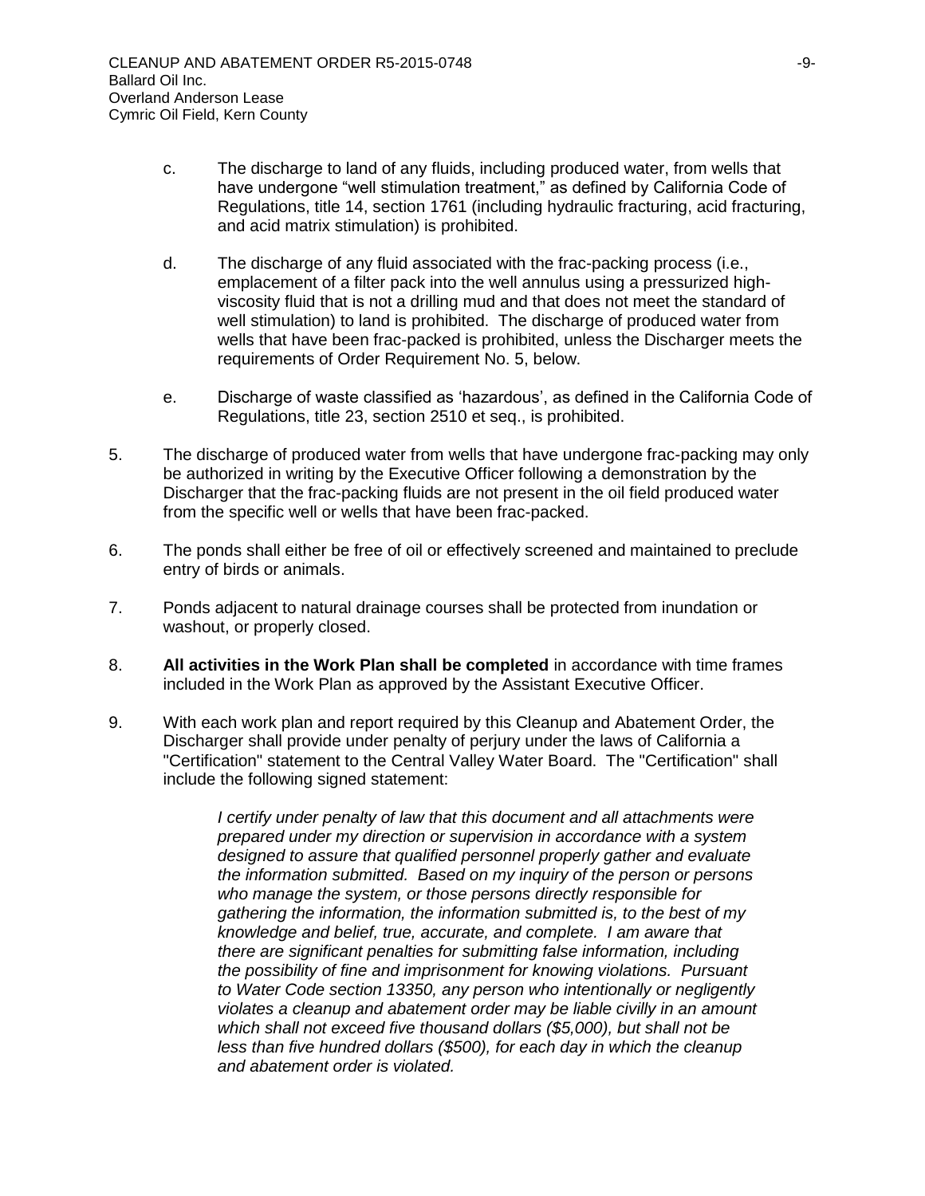c. The discharge to land of any fluids, including produced water, from wells that have undergone "well stimulation treatment," as defined by California Code of Regulations, title 14, section 1761 (including hydraulic fracturing, acid fracturing, and acid matrix stimulation) is prohibited.

d. The discharge of any fluid associated with the frac-packing process (i.e., emplacement of a filter pack into the well annulus using a pressurized high-viscosity fluid that is not a drilling mud and that does not meet the standard of well stimulation) to land is prohibited. The discharge of produced water from wells that have been frac-packed is prohibited, unless the Discharger meets the requirements of Order Requirement No. 5, below.

e. Discharge of waste classified as 'hazardous', as defined in the California Code of Regulations, title 23, section 2510 et seq., is prohibited.

5. The discharge of produced water from wells that have undergone frac-packing may only be authorized in writing by the Executive Officer following a demonstration by the Discharger that the frac-packing fluids are not present in the oil field produced water from the specific well or wells that have been frac-packed.

6. The ponds shall either be free of oil or effectively screened and maintained to preclude entry of birds or animals.

7. Ponds adjacent to natural drainage courses shall be protected from inundation or washout, or properly closed.

8. **All activities in the Work Plan shall be completed** in accordance with time frames included in the Work Plan as approved by the Assistant Executive Officer.

9. With each work plan and report required by this Cleanup and Abatement Order, the Discharger shall provide under penalty of perjury under the laws of California a "Certification" statement to the Central Valley Water Board. The "Certification" shall include the following signed statement:

> *I certify under penalty of law that this document and all attachments were prepared under my direction or supervision in accordance with a system designed to assure that qualified personnel properly gather and evaluate the information submitted. Based on my inquiry of the person or persons who manage the system, or those persons directly responsible for gathering the information, the information submitted is, to the best of my knowledge and belief, true, accurate, and complete. I am aware that there are significant penalties for submitting false information, including the possibility of fine and imprisonment for knowing violations. Pursuant to Water Code section 13350, any person who intentionally or negligently violates a cleanup and abatement order may be liable civilly in an amount which shall not exceed five thousand dollars ($5,000), but shall not be less than five hundred dollars ($500), for each day in which the cleanup and abatement order is violated.*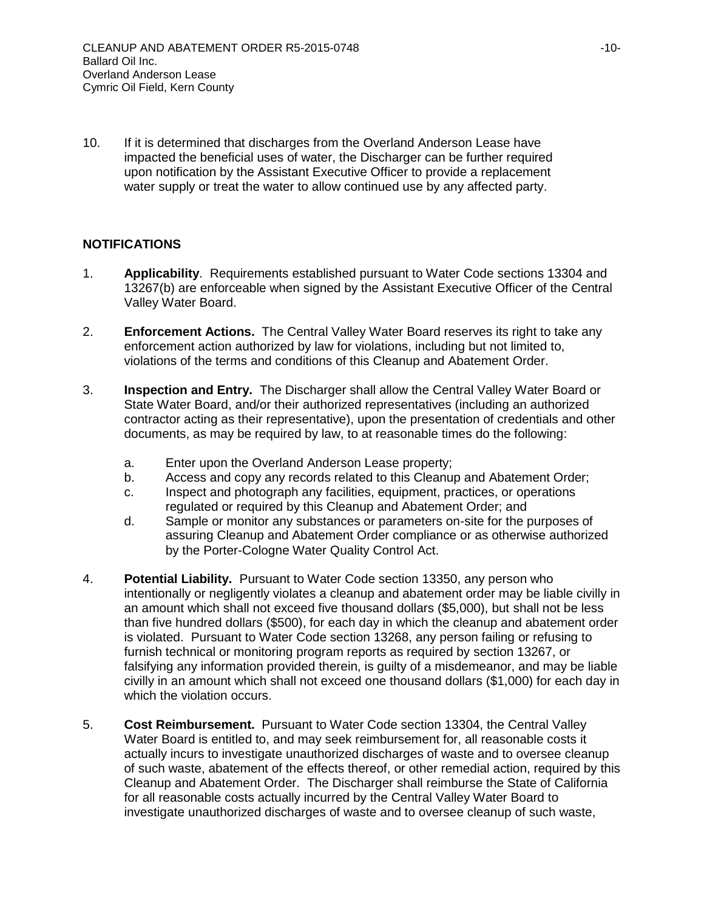10. If it is determined that discharges from the Overland Anderson Lease have impacted the beneficial uses of water, the Discharger can be further required upon notification by the Assistant Executive Officer to provide a replacement water supply or treat the water to allow continued use by any affected party.

## NOTIFICATIONS

1. **Applicability**. Requirements established pursuant to Water Code sections 13304 and 13267(b) are enforceable when signed by the Assistant Executive Officer of the Central Valley Water Board.

2. **Enforcement Actions.** The Central Valley Water Board reserves its right to take any enforcement action authorized by law for violations, including but not limited to, violations of the terms and conditions of this Cleanup and Abatement Order.

3. **Inspection and Entry.** The Discharger shall allow the Central Valley Water Board or State Water Board, and/or their authorized representatives (including an authorized contractor acting as their representative), upon the presentation of credentials and other documents, as may be required by law, to at reasonable times do the following:

   a. Enter upon the Overland Anderson Lease property;
   b. Access and copy any records related to this Cleanup and Abatement Order;
   c. Inspect and photograph any facilities, equipment, practices, or operations regulated or required by this Cleanup and Abatement Order; and
   d. Sample or monitor any substances or parameters on-site for the purposes of assuring Cleanup and Abatement Order compliance or as otherwise authorized by the Porter-Cologne Water Quality Control Act.

4. **Potential Liability.** Pursuant to Water Code section 13350, any person who intentionally or negligently violates a cleanup and abatement order may be liable civilly in an amount which shall not exceed five thousand dollars ($5,000), but shall not be less than five hundred dollars ($500), for each day in which the cleanup and abatement order is violated. Pursuant to Water Code section 13268, any person failing or refusing to furnish technical or monitoring program reports as required by section 13267, or falsifying any information provided therein, is guilty of a misdemeanor, and may be liable civilly in an amount which shall not exceed one thousand dollars ($1,000) for each day in which the violation occurs.

5. **Cost Reimbursement.** Pursuant to Water Code section 13304, the Central Valley Water Board is entitled to, and may seek reimbursement for, all reasonable costs it actually incurs to investigate unauthorized discharges of waste and to oversee cleanup of such waste, abatement of the effects thereof, or other remedial action, required by this Cleanup and Abatement Order. The Discharger shall reimburse the State of California for all reasonable costs actually incurred by the Central Valley Water Board to investigate unauthorized discharges of waste and to oversee cleanup of such waste,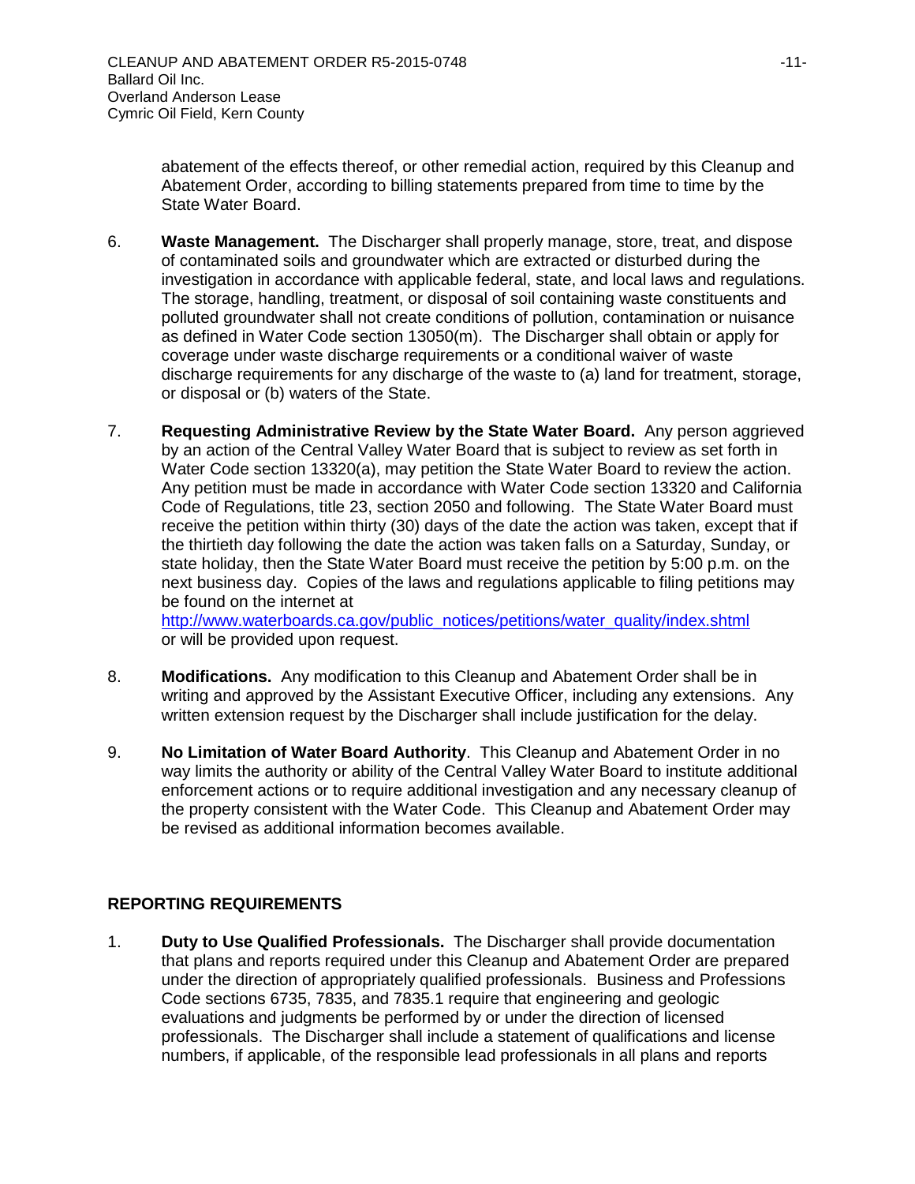abatement of the effects thereof, or other remedial action, required by this Cleanup and Abatement Order, according to billing statements prepared from time to time by the State Water Board.

6. **Waste Management.** The Discharger shall properly manage, store, treat, and dispose of contaminated soils and groundwater which are extracted or disturbed during the investigation in accordance with applicable federal, state, and local laws and regulations. The storage, handling, treatment, or disposal of soil containing waste constituents and polluted groundwater shall not create conditions of pollution, contamination or nuisance as defined in Water Code section 13050(m). The Discharger shall obtain or apply for coverage under waste discharge requirements or a conditional waiver of waste discharge requirements for any discharge of the waste to (a) land for treatment, storage, or disposal or (b) waters of the State.

7. **Requesting Administrative Review by the State Water Board.** Any person aggrieved by an action of the Central Valley Water Board that is subject to review as set forth in Water Code section 13320(a), may petition the State Water Board to review the action. Any petition must be made in accordance with Water Code section 13320 and California Code of Regulations, title 23, section 2050 and following. The State Water Board must receive the petition within thirty (30) days of the date the action was taken, except that if the thirtieth day following the date the action was taken falls on a Saturday, Sunday, or state holiday, then the State Water Board must receive the petition by 5:00 p.m. on the next business day. Copies of the laws and regulations applicable to filing petitions may be found on the internet at [http://www.waterboards.ca.gov/public_notices/petitions/water_quality/index.shtml](http://www.waterboards.ca.gov/public_notices/petitions/water_quality/index.shtml) or will be provided upon request.

8. **Modifications.** Any modification to this Cleanup and Abatement Order shall be in writing and approved by the Assistant Executive Officer, including any extensions. Any written extension request by the Discharger shall include justification for the delay.

9. **No Limitation of Water Board Authority**. This Cleanup and Abatement Order in no way limits the authority or ability of the Central Valley Water Board to institute additional enforcement actions or to require additional investigation and any necessary cleanup of the property consistent with the Water Code. This Cleanup and Abatement Order may be revised as additional information becomes available.

## REPORTING REQUIREMENTS

1. **Duty to Use Qualified Professionals.** The Discharger shall provide documentation that plans and reports required under this Cleanup and Abatement Order are prepared under the direction of appropriately qualified professionals. Business and Professions Code sections 6735, 7835, and 7835.1 require that engineering and geologic evaluations and judgments be performed by or under the direction of licensed professionals. The Discharger shall include a statement of qualifications and license numbers, if applicable, of the responsible lead professionals in all plans and reports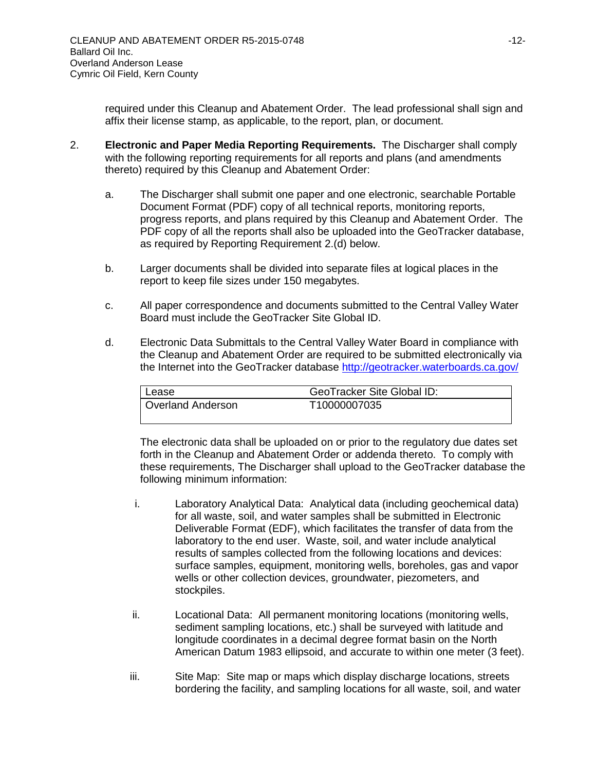required under this Cleanup and Abatement Order. The lead professional shall sign and affix their license stamp, as applicable, to the report, plan, or document.

2. **Electronic and Paper Media Reporting Requirements.** The Discharger shall comply with the following reporting requirements for all reports and plans (and amendments thereto) required by this Cleanup and Abatement Order:

   a. The Discharger shall submit one paper and one electronic, searchable Portable Document Format (PDF) copy of all technical reports, monitoring reports, progress reports, and plans required by this Cleanup and Abatement Order. The PDF copy of all the reports shall also be uploaded into the GeoTracker database, as required by Reporting Requirement 2.(d) below.

   b. Larger documents shall be divided into separate files at logical places in the report to keep file sizes under 150 megabytes.

   c. All paper correspondence and documents submitted to the Central Valley Water Board must include the GeoTracker Site Global ID.

   d. Electronic Data Submittals to the Central Valley Water Board in compliance with the Cleanup and Abatement Order are required to be submitted electronically via the Internet into the GeoTracker database http://geotracker.waterboards.ca.gov/

| Lease | GeoTracker Site Global ID: |
|---|---|
| Overland Anderson | T10000007035 |

   The electronic data shall be uploaded on or prior to the regulatory due dates set forth in the Cleanup and Abatement Order or addenda thereto. To comply with these requirements, The Discharger shall upload to the GeoTracker database the following minimum information:

   i. Laboratory Analytical Data: Analytical data (including geochemical data) for all waste, soil, and water samples shall be submitted in Electronic Deliverable Format (EDF), which facilitates the transfer of data from the laboratory to the end user. Waste, soil, and water include analytical results of samples collected from the following locations and devices: surface samples, equipment, monitoring wells, boreholes, gas and vapor wells or other collection devices, groundwater, piezometers, and stockpiles.

   ii. Locational Data: All permanent monitoring locations (monitoring wells, sediment sampling locations, etc.) shall be surveyed with latitude and longitude coordinates in a decimal degree format basin on the North American Datum 1983 ellipsoid, and accurate to within one meter (3 feet).

   iii. Site Map: Site map or maps which display discharge locations, streets bordering the facility, and sampling locations for all waste, soil, and water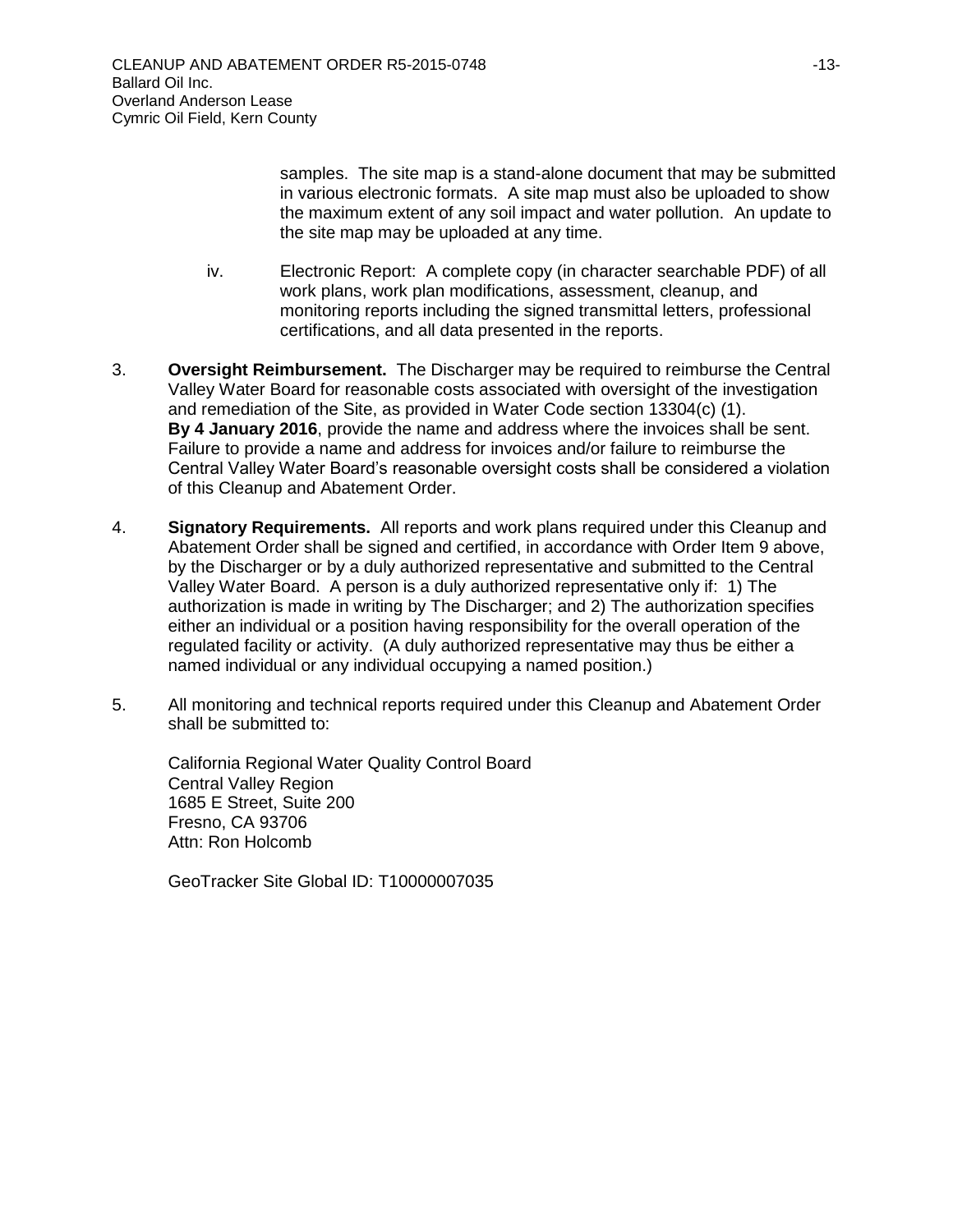samples. The site map is a stand-alone document that may be submitted in various electronic formats. A site map must also be uploaded to show the maximum extent of any soil impact and water pollution. An update to the site map may be uploaded at any time.

iv. Electronic Report: A complete copy (in character searchable PDF) of all work plans, work plan modifications, assessment, cleanup, and monitoring reports including the signed transmittal letters, professional certifications, and all data presented in the reports.

3. **Oversight Reimbursement.** The Discharger may be required to reimburse the Central Valley Water Board for reasonable costs associated with oversight of the investigation and remediation of the Site, as provided in Water Code section 13304(c) (1). **By 4 January 2016**, provide the name and address where the invoices shall be sent. Failure to provide a name and address for invoices and/or failure to reimburse the Central Valley Water Board's reasonable oversight costs shall be considered a violation of this Cleanup and Abatement Order.

4. **Signatory Requirements.** All reports and work plans required under this Cleanup and Abatement Order shall be signed and certified, in accordance with Order Item 9 above, by the Discharger or by a duly authorized representative and submitted to the Central Valley Water Board. A person is a duly authorized representative only if: 1) The authorization is made in writing by The Discharger; and 2) The authorization specifies either an individual or a position having responsibility for the overall operation of the regulated facility or activity. (A duly authorized representative may thus be either a named individual or any individual occupying a named position.)

5. All monitoring and technical reports required under this Cleanup and Abatement Order shall be submitted to:

   California Regional Water Quality Control Board
   Central Valley Region
   1685 E Street, Suite 200
   Fresno, CA 93706
   Attn: Ron Holcomb

   GeoTracker Site Global ID: T10000007035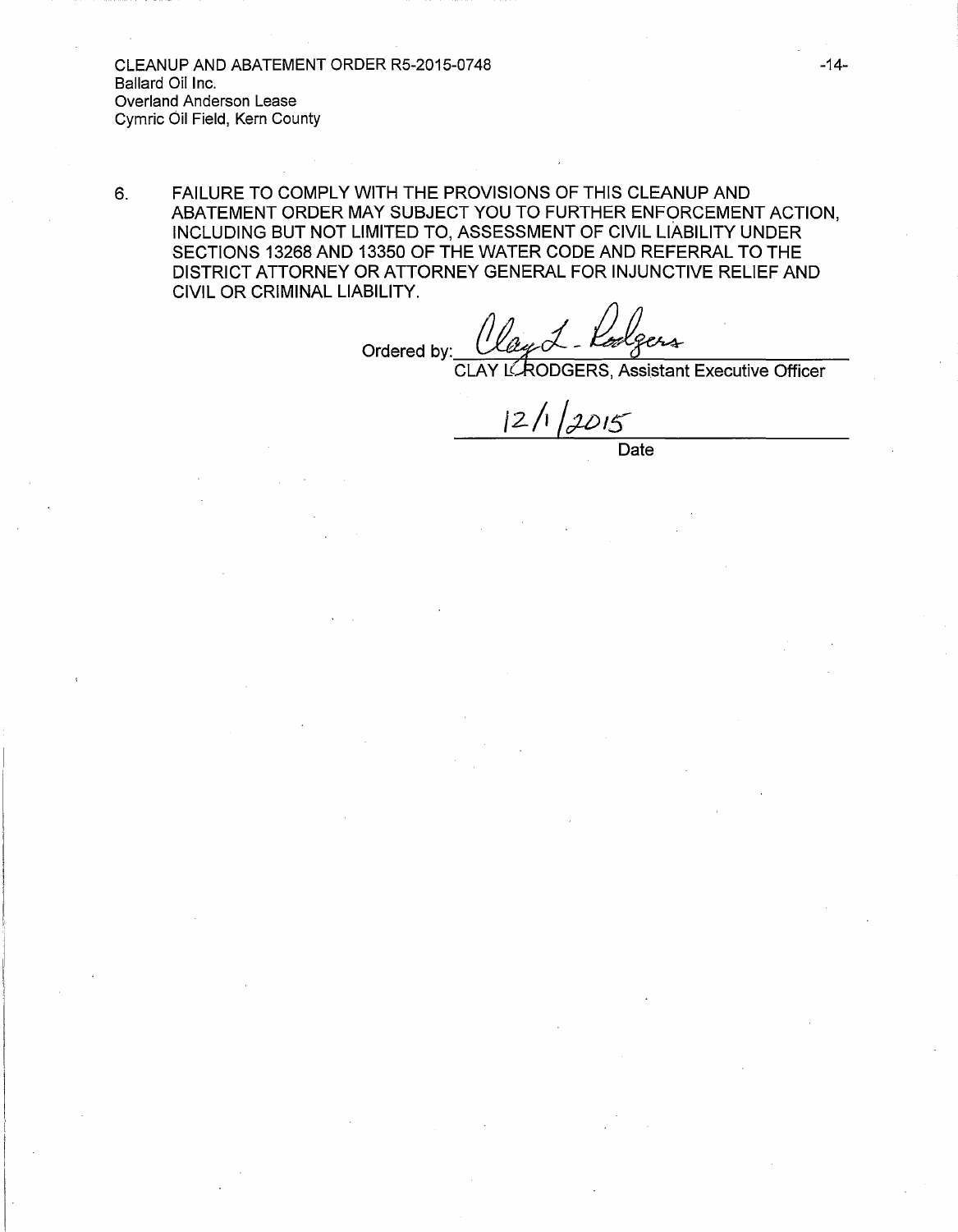6. FAILURE TO COMPLY WITH THE PROVISIONS OF THIS CLEANUP AND ABATEMENT ORDER MAY SUBJECT YOU TO FURTHER ENFORCEMENT ACTION, INCLUDING BUT NOT LIMITED TO, ASSESSMENT OF CIVIL LIABILITY UNDER SECTIONS 13268 AND 13350 OF THE WATER CODE AND REFERRAL TO THE DISTRICT ATTORNEY OR ATTORNEY GENERAL FOR INJUNCTIVE RELIEF AND CIVIL OR CRIMINAL LIABILITY.

Ordered by: *Clay L. Rodgers*
CLAY L. RODGERS, Assistant Executive Officer

12/1/2015
Date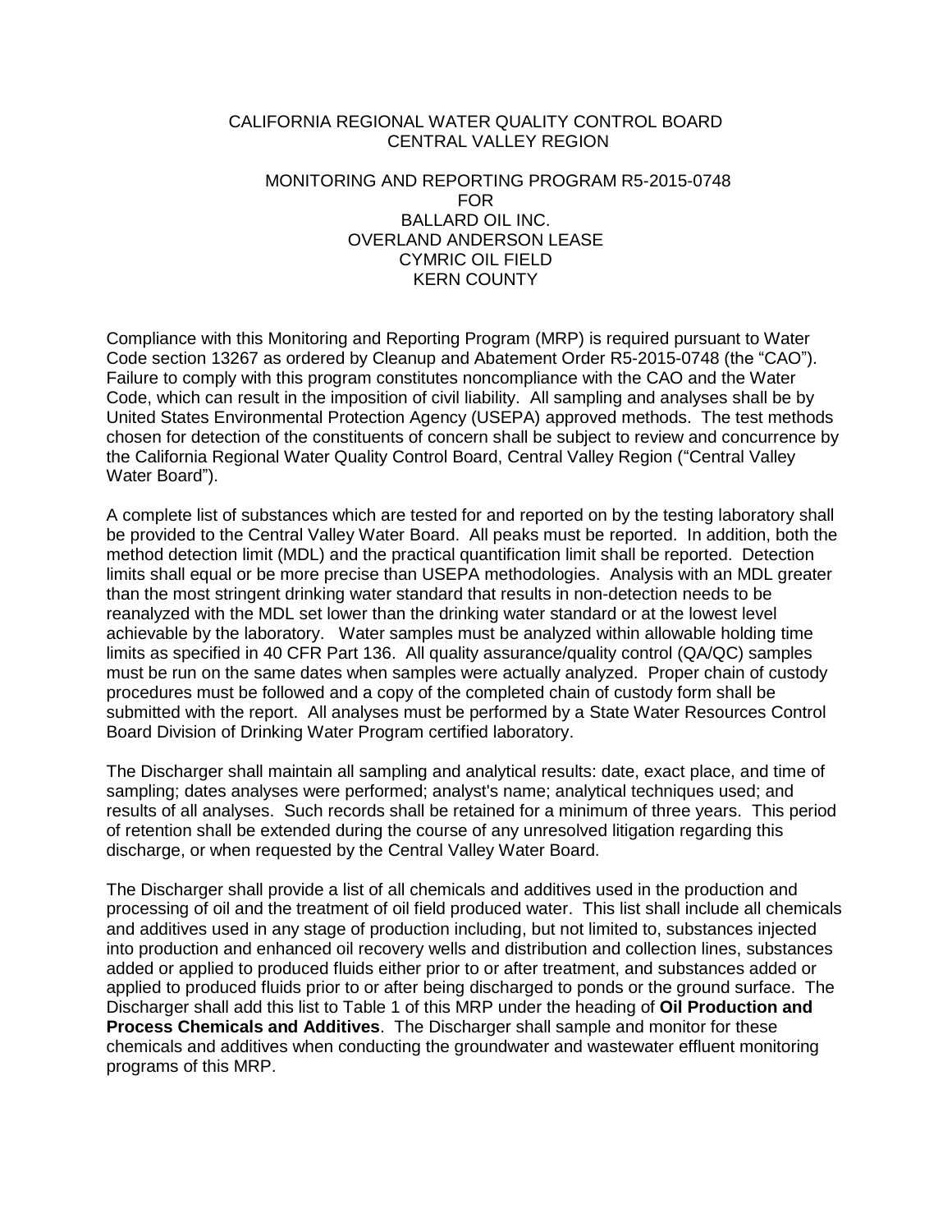CALIFORNIA REGIONAL WATER QUALITY CONTROL BOARD
CENTRAL VALLEY REGION

MONITORING AND REPORTING PROGRAM R5-2015-0748
FOR
BALLARD OIL INC.
OVERLAND ANDERSON LEASE
CYMRIC OIL FIELD
KERN COUNTY

Compliance with this Monitoring and Reporting Program (MRP) is required pursuant to Water Code section 13267 as ordered by Cleanup and Abatement Order R5-2015-0748 (the "CAO"). Failure to comply with this program constitutes noncompliance with the CAO and the Water Code, which can result in the imposition of civil liability. All sampling and analyses shall be by United States Environmental Protection Agency (USEPA) approved methods. The test methods chosen for detection of the constituents of concern shall be subject to review and concurrence by the California Regional Water Quality Control Board, Central Valley Region ("Central Valley Water Board").

A complete list of substances which are tested for and reported on by the testing laboratory shall be provided to the Central Valley Water Board. All peaks must be reported. In addition, both the method detection limit (MDL) and the practical quantification limit shall be reported. Detection limits shall equal or be more precise than USEPA methodologies. Analysis with an MDL greater than the most stringent drinking water standard that results in non-detection needs to be reanalyzed with the MDL set lower than the drinking water standard or at the lowest level achievable by the laboratory. Water samples must be analyzed within allowable holding time limits as specified in 40 CFR Part 136. All quality assurance/quality control (QA/QC) samples must be run on the same dates when samples were actually analyzed. Proper chain of custody procedures must be followed and a copy of the completed chain of custody form shall be submitted with the report. All analyses must be performed by a State Water Resources Control Board Division of Drinking Water Program certified laboratory.

The Discharger shall maintain all sampling and analytical results: date, exact place, and time of sampling; dates analyses were performed; analyst's name; analytical techniques used; and results of all analyses. Such records shall be retained for a minimum of three years. This period of retention shall be extended during the course of any unresolved litigation regarding this discharge, or when requested by the Central Valley Water Board.

The Discharger shall provide a list of all chemicals and additives used in the production and processing of oil and the treatment of oil field produced water. This list shall include all chemicals and additives used in any stage of production including, but not limited to, substances injected into production and enhanced oil recovery wells and distribution and collection lines, substances added or applied to produced fluids either prior to or after treatment, and substances added or applied to produced fluids prior to or after being discharged to ponds or the ground surface. The Discharger shall add this list to Table 1 of this MRP under the heading of **Oil Production and Process Chemicals and Additives**. The Discharger shall sample and monitor for these chemicals and additives when conducting the groundwater and wastewater effluent monitoring programs of this MRP.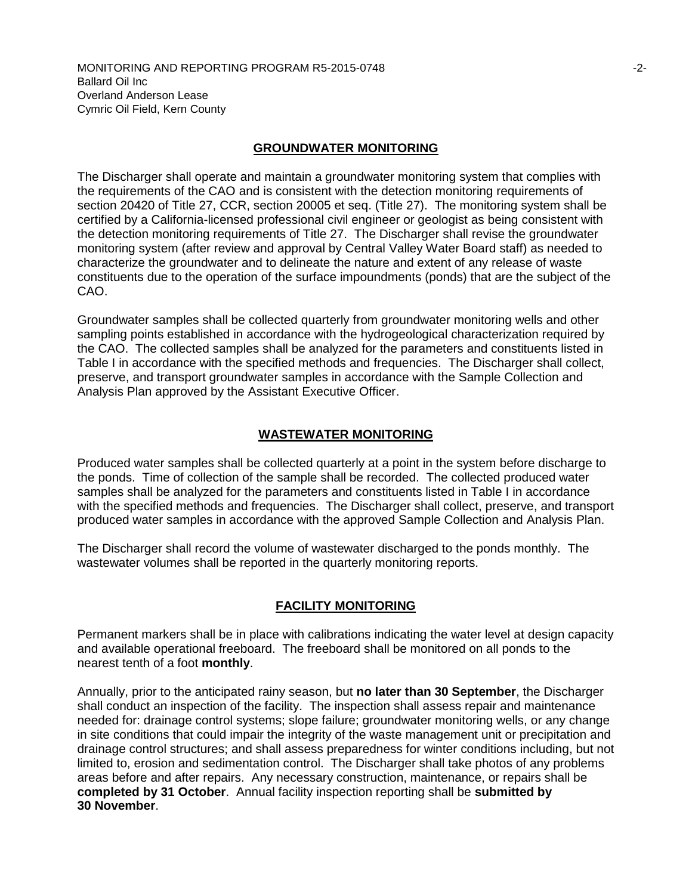## GROUNDWATER MONITORING

The Discharger shall operate and maintain a groundwater monitoring system that complies with the requirements of the CAO and is consistent with the detection monitoring requirements of section 20420 of Title 27, CCR, section 20005 et seq. (Title 27). The monitoring system shall be certified by a California-licensed professional civil engineer or geologist as being consistent with the detection monitoring requirements of Title 27. The Discharger shall revise the groundwater monitoring system (after review and approval by Central Valley Water Board staff) as needed to characterize the groundwater and to delineate the nature and extent of any release of waste constituents due to the operation of the surface impoundments (ponds) that are the subject of the CAO.

Groundwater samples shall be collected quarterly from groundwater monitoring wells and other sampling points established in accordance with the hydrogeological characterization required by the CAO. The collected samples shall be analyzed for the parameters and constituents listed in Table I in accordance with the specified methods and frequencies. The Discharger shall collect, preserve, and transport groundwater samples in accordance with the Sample Collection and Analysis Plan approved by the Assistant Executive Officer.

## WASTEWATER MONITORING

Produced water samples shall be collected quarterly at a point in the system before discharge to the ponds. Time of collection of the sample shall be recorded. The collected produced water samples shall be analyzed for the parameters and constituents listed in Table I in accordance with the specified methods and frequencies. The Discharger shall collect, preserve, and transport produced water samples in accordance with the approved Sample Collection and Analysis Plan.

The Discharger shall record the volume of wastewater discharged to the ponds monthly. The wastewater volumes shall be reported in the quarterly monitoring reports.

## FACILITY MONITORING

Permanent markers shall be in place with calibrations indicating the water level at design capacity and available operational freeboard. The freeboard shall be monitored on all ponds to the nearest tenth of a foot **monthly**.

Annually, prior to the anticipated rainy season, but **no later than 30 September**, the Discharger shall conduct an inspection of the facility. The inspection shall assess repair and maintenance needed for: drainage control systems; slope failure; groundwater monitoring wells, or any change in site conditions that could impair the integrity of the waste management unit or precipitation and drainage control structures; and shall assess preparedness for winter conditions including, but not limited to, erosion and sedimentation control. The Discharger shall take photos of any problems areas before and after repairs. Any necessary construction, maintenance, or repairs shall be **completed by 31 October**. Annual facility inspection reporting shall be **submitted by 30 November**.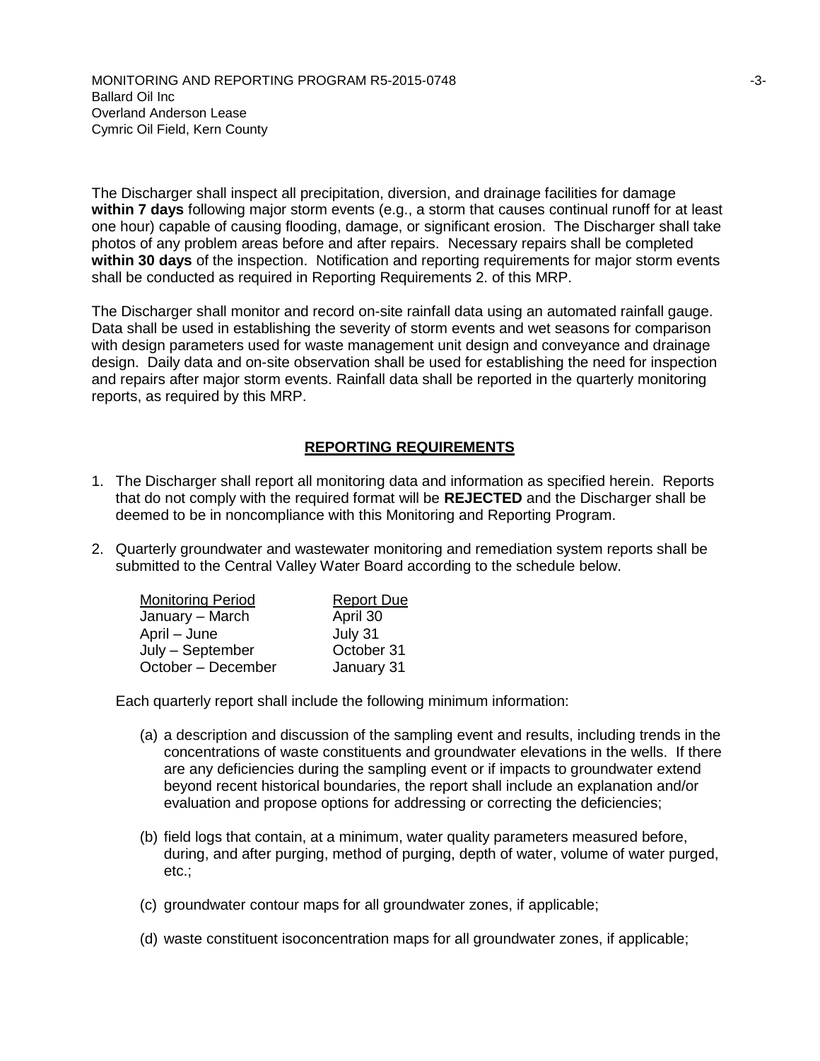The Discharger shall inspect all precipitation, diversion, and drainage facilities for damage **within 7 days** following major storm events (e.g., a storm that causes continual runoff for at least one hour) capable of causing flooding, damage, or significant erosion. The Discharger shall take photos of any problem areas before and after repairs. Necessary repairs shall be completed **within 30 days** of the inspection. Notification and reporting requirements for major storm events shall be conducted as required in Reporting Requirements 2. of this MRP.

The Discharger shall monitor and record on-site rainfall data using an automated rainfall gauge. Data shall be used in establishing the severity of storm events and wet seasons for comparison with design parameters used for waste management unit design and conveyance and drainage design. Daily data and on-site observation shall be used for establishing the need for inspection and repairs after major storm events. Rainfall data shall be reported in the quarterly monitoring reports, as required by this MRP.

## REPORTING REQUIREMENTS

1. The Discharger shall report all monitoring data and information as specified herein. Reports that do not comply with the required format will be **REJECTED** and the Discharger shall be deemed to be in noncompliance with this Monitoring and Reporting Program.

2. Quarterly groundwater and wastewater monitoring and remediation system reports shall be submitted to the Central Valley Water Board according to the schedule below.

| Monitoring Period | Report Due |
|---|---|
| January – March | April 30 |
| April – June | July 31 |
| July – September | October 31 |
| October – December | January 31 |

Each quarterly report shall include the following minimum information:

(a) a description and discussion of the sampling event and results, including trends in the concentrations of waste constituents and groundwater elevations in the wells. If there are any deficiencies during the sampling event or if impacts to groundwater extend beyond recent historical boundaries, the report shall include an explanation and/or evaluation and propose options for addressing or correcting the deficiencies;

(b) field logs that contain, at a minimum, water quality parameters measured before, during, and after purging, method of purging, depth of water, volume of water purged, etc.;

(c) groundwater contour maps for all groundwater zones, if applicable;

(d) waste constituent isoconcentration maps for all groundwater zones, if applicable;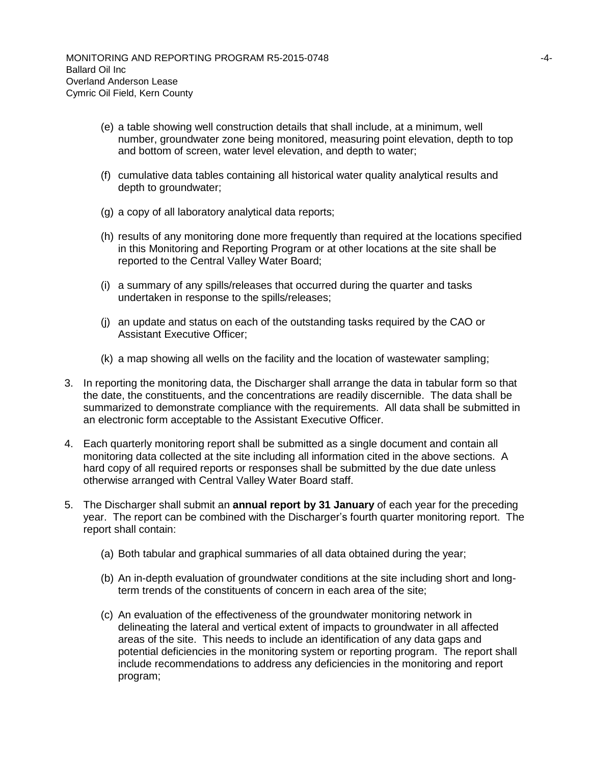(e) a table showing well construction details that shall include, at a minimum, well number, groundwater zone being monitored, measuring point elevation, depth to top and bottom of screen, water level elevation, and depth to water;

(f) cumulative data tables containing all historical water quality analytical results and depth to groundwater;

(g) a copy of all laboratory analytical data reports;

(h) results of any monitoring done more frequently than required at the locations specified in this Monitoring and Reporting Program or at other locations at the site shall be reported to the Central Valley Water Board;

(i) a summary of any spills/releases that occurred during the quarter and tasks undertaken in response to the spills/releases;

(j) an update and status on each of the outstanding tasks required by the CAO or Assistant Executive Officer;

(k) a map showing all wells on the facility and the location of wastewater sampling;

3. In reporting the monitoring data, the Discharger shall arrange the data in tabular form so that the date, the constituents, and the concentrations are readily discernible. The data shall be summarized to demonstrate compliance with the requirements. All data shall be submitted in an electronic form acceptable to the Assistant Executive Officer.

4. Each quarterly monitoring report shall be submitted as a single document and contain all monitoring data collected at the site including all information cited in the above sections. A hard copy of all required reports or responses shall be submitted by the due date unless otherwise arranged with Central Valley Water Board staff.

5. The Discharger shall submit an **annual report by 31 January** of each year for the preceding year. The report can be combined with the Discharger's fourth quarter monitoring report. The report shall contain:

   (a) Both tabular and graphical summaries of all data obtained during the year;

   (b) An in-depth evaluation of groundwater conditions at the site including short and long-term trends of the constituents of concern in each area of the site;

   (c) An evaluation of the effectiveness of the groundwater monitoring network in delineating the lateral and vertical extent of impacts to groundwater in all affected areas of the site. This needs to include an identification of any data gaps and potential deficiencies in the monitoring system or reporting program. The report shall include recommendations to address any deficiencies in the monitoring and report program;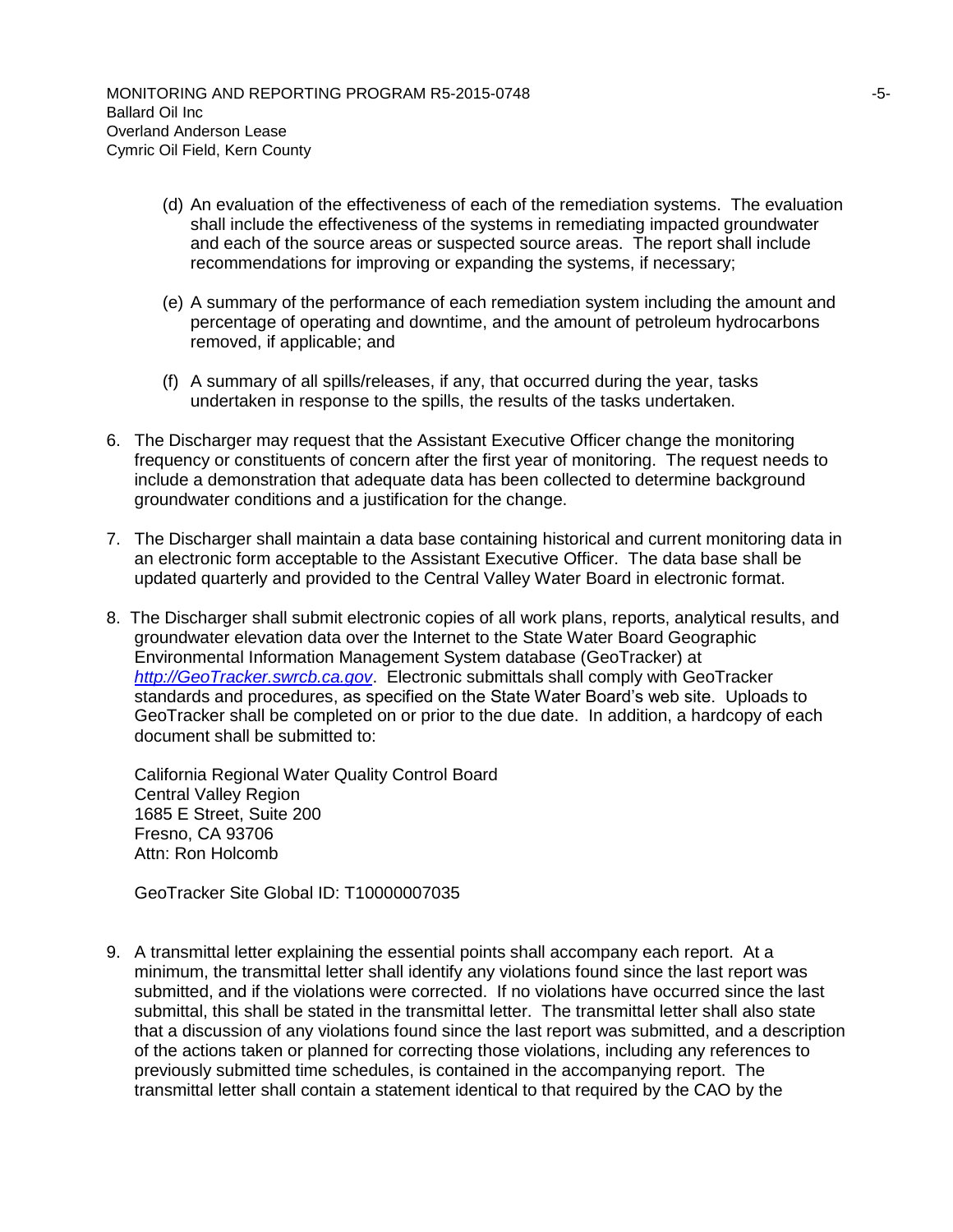(d) An evaluation of the effectiveness of each of the remediation systems. The evaluation shall include the effectiveness of the systems in remediating impacted groundwater and each of the source areas or suspected source areas. The report shall include recommendations for improving or expanding the systems, if necessary;

(e) A summary of the performance of each remediation system including the amount and percentage of operating and downtime, and the amount of petroleum hydrocarbons removed, if applicable; and

(f) A summary of all spills/releases, if any, that occurred during the year, tasks undertaken in response to the spills, the results of the tasks undertaken.

6. The Discharger may request that the Assistant Executive Officer change the monitoring frequency or constituents of concern after the first year of monitoring. The request needs to include a demonstration that adequate data has been collected to determine background groundwater conditions and a justification for the change.

7. The Discharger shall maintain a data base containing historical and current monitoring data in an electronic form acceptable to the Assistant Executive Officer. The data base shall be updated quarterly and provided to the Central Valley Water Board in electronic format.

8. The Discharger shall submit electronic copies of all work plans, reports, analytical results, and groundwater elevation data over the Internet to the State Water Board Geographic Environmental Information Management System database (GeoTracker) at *http://GeoTracker.swrcb.ca.gov*. Electronic submittals shall comply with GeoTracker standards and procedures, as specified on the State Water Board's web site. Uploads to GeoTracker shall be completed on or prior to the due date. In addition, a hardcopy of each document shall be submitted to:

   California Regional Water Quality Control Board
   Central Valley Region
   1685 E Street, Suite 200
   Fresno, CA 93706
   Attn: Ron Holcomb

   GeoTracker Site Global ID: T10000007035

9. A transmittal letter explaining the essential points shall accompany each report. At a minimum, the transmittal letter shall identify any violations found since the last report was submitted, and if the violations were corrected. If no violations have occurred since the last submittal, this shall be stated in the transmittal letter. The transmittal letter shall also state that a discussion of any violations found since the last report was submitted, and a description of the actions taken or planned for correcting those violations, including any references to previously submitted time schedules, is contained in the accompanying report. The transmittal letter shall contain a statement identical to that required by the CAO by the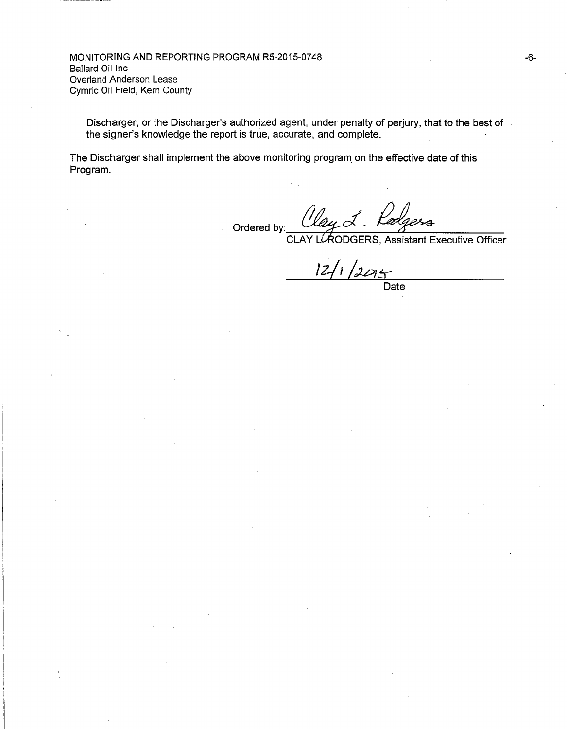Discharger, or the Discharger's authorized agent, under penalty of perjury, that to the best of the signer's knowledge the report is true, accurate, and complete.

The Discharger shall implement the above monitoring program on the effective date of this Program.

Ordered by: *Clay L. Rodgers*

CLAY L. RODGERS, Assistant Executive Officer

12/1/2015

Date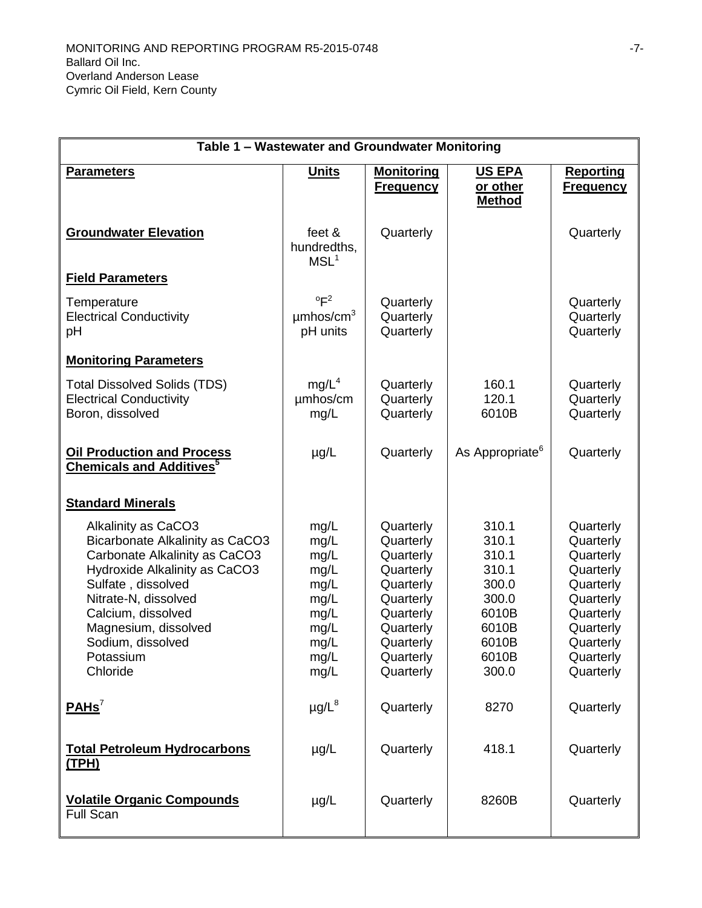| Table 1 – Wastewater and Groundwater Monitoring | | | | |
|---|---|---|---|---|
| **Parameters** | **Units** | **Monitoring Frequency** | **US EPA or other Method** | **Reporting Frequency** |
| **Groundwater Elevation** | feet & hundredths, MSL[1] | Quarterly | | Quarterly |
| **Field Parameters** | | | | |
| Temperature | °F[2] | Quarterly | | Quarterly |
| Electrical Conductivity | µmhos/cm[3] | Quarterly | | Quarterly |
| pH | pH units | Quarterly | | Quarterly |
| **Monitoring Parameters** | | | | |
| Total Dissolved Solids (TDS) | mg/L[4] | Quarterly | 160.1 | Quarterly |
| Electrical Conductivity | µmhos/cm | Quarterly | 120.1 | Quarterly |
| Boron, dissolved | mg/L | Quarterly | 6010B | Quarterly |
| **Oil Production and Process Chemicals and Additives[5]** | µg/L | Quarterly | As Appropriate[6] | Quarterly |
| **Standard Minerals** | | | | |
| Alkalinity as CaCO3 | mg/L | Quarterly | 310.1 | Quarterly |
| Bicarbonate Alkalinity as CaCO3 | mg/L | Quarterly | 310.1 | Quarterly |
| Carbonate Alkalinity as CaCO3 | mg/L | Quarterly | 310.1 | Quarterly |
| Hydroxide Alkalinity as CaCO3 | mg/L | Quarterly | 310.1 | Quarterly |
| Sulfate , dissolved | mg/L | Quarterly | 300.0 | Quarterly |
| Nitrate-N, dissolved | mg/L | Quarterly | 300.0 | Quarterly |
| Calcium, dissolved | mg/L | Quarterly | 6010B | Quarterly |
| Magnesium, dissolved | mg/L | Quarterly | 6010B | Quarterly |
| Sodium, dissolved | mg/L | Quarterly | 6010B | Quarterly |
| Potassium | mg/L | Quarterly | 6010B | Quarterly |
| Chloride | mg/L | Quarterly | 300.0 | Quarterly |
| **PAHs[7]** | µg/L[8] | Quarterly | 8270 | Quarterly |
| **Total Petroleum Hydrocarbons (TPH)** | µg/L | Quarterly | 418.1 | Quarterly |
| **Volatile Organic Compounds** Full Scan | µg/L | Quarterly | 8260B | Quarterly |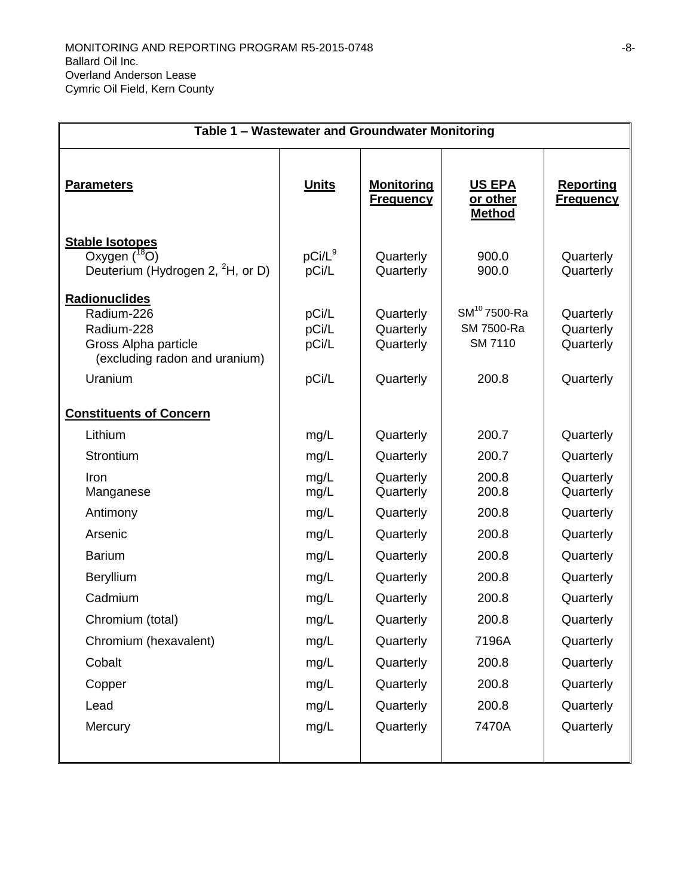| Table 1 – Wastewater and Groundwater Monitoring | | | | |
|---|---|---|---|---|
| **Parameters** | **Units** | **Monitoring Frequency** | **US EPA or other Method** | **Reporting Frequency** |
| **Stable Isotopes** | | | | |
| Oxygen ($^{18}O$) | pCi/L[9] | Quarterly | 900.0 | Quarterly |
| Deuterium (Hydrogen 2, $^{2}H$, or D) | pCi/L | Quarterly | 900.0 | Quarterly |
| **Radionuclides** | | | | |
| Radium-226 | pCi/L | Quarterly | SM[10] 7500-Ra | Quarterly |
| Radium-228 | pCi/L | Quarterly | SM 7500-Ra | Quarterly |
| Gross Alpha particle (excluding radon and uranium) | pCi/L | Quarterly | SM 7110 | Quarterly |
| Uranium | pCi/L | Quarterly | 200.8 | Quarterly |
| **Constituents of Concern** | | | | |
| Lithium | mg/L | Quarterly | 200.7 | Quarterly |
| Strontium | mg/L | Quarterly | 200.7 | Quarterly |
| Iron | mg/L | Quarterly | 200.8 | Quarterly |
| Manganese | mg/L | Quarterly | 200.8 | Quarterly |
| Antimony | mg/L | Quarterly | 200.8 | Quarterly |
| Arsenic | mg/L | Quarterly | 200.8 | Quarterly |
| Barium | mg/L | Quarterly | 200.8 | Quarterly |
| Beryllium | mg/L | Quarterly | 200.8 | Quarterly |
| Cadmium | mg/L | Quarterly | 200.8 | Quarterly |
| Chromium (total) | mg/L | Quarterly | 200.8 | Quarterly |
| Chromium (hexavalent) | mg/L | Quarterly | 7196A | Quarterly |
| Cobalt | mg/L | Quarterly | 200.8 | Quarterly |
| Copper | mg/L | Quarterly | 200.8 | Quarterly |
| Lead | mg/L | Quarterly | 200.8 | Quarterly |
| Mercury | mg/L | Quarterly | 7470A | Quarterly |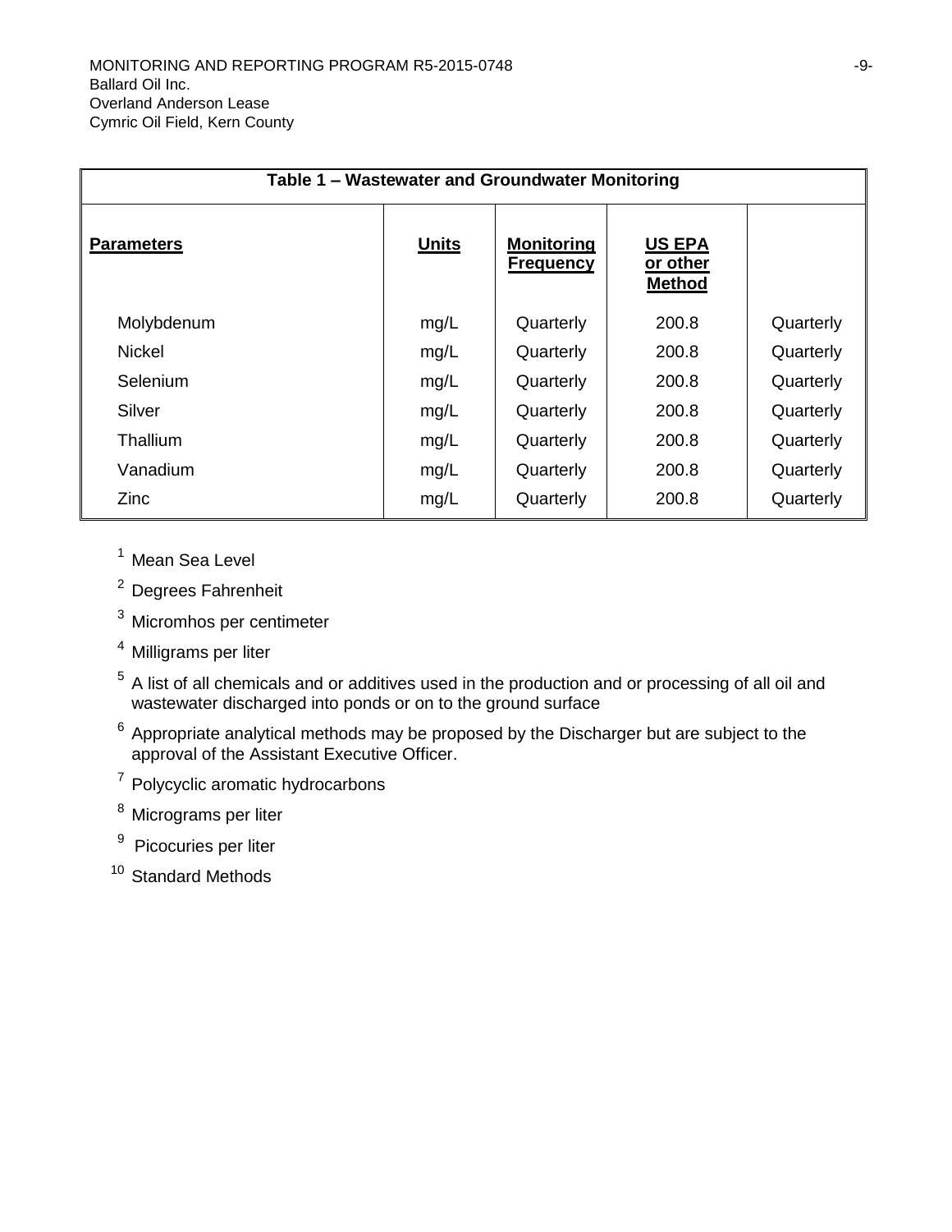| Table 1 – Wastewater and Groundwater Monitoring | | | | |
|---|---|---|---|---|
| **Parameters** | **Units** | **Monitoring Frequency** | **US EPA or other Method** | |
| Molybdenum | mg/L | Quarterly | 200.8 | Quarterly |
| Nickel | mg/L | Quarterly | 200.8 | Quarterly |
| Selenium | mg/L | Quarterly | 200.8 | Quarterly |
| Silver | mg/L | Quarterly | 200.8 | Quarterly |
| Thallium | mg/L | Quarterly | 200.8 | Quarterly |
| Vanadium | mg/L | Quarterly | 200.8 | Quarterly |
| Zinc | mg/L | Quarterly | 200.8 | Quarterly |

[1] Mean Sea Level

[2] Degrees Fahrenheit

[3] Micromhos per centimeter

[4] Milligrams per liter

[5] A list of all chemicals and or additives used in the production and or processing of all oil and wastewater discharged into ponds or on to the ground surface

[6] Appropriate analytical methods may be proposed by the Discharger but are subject to the approval of the Assistant Executive Officer.

[7] Polycyclic aromatic hydrocarbons

[8] Micrograms per liter

[9] Picocuries per liter

[10] Standard Methods